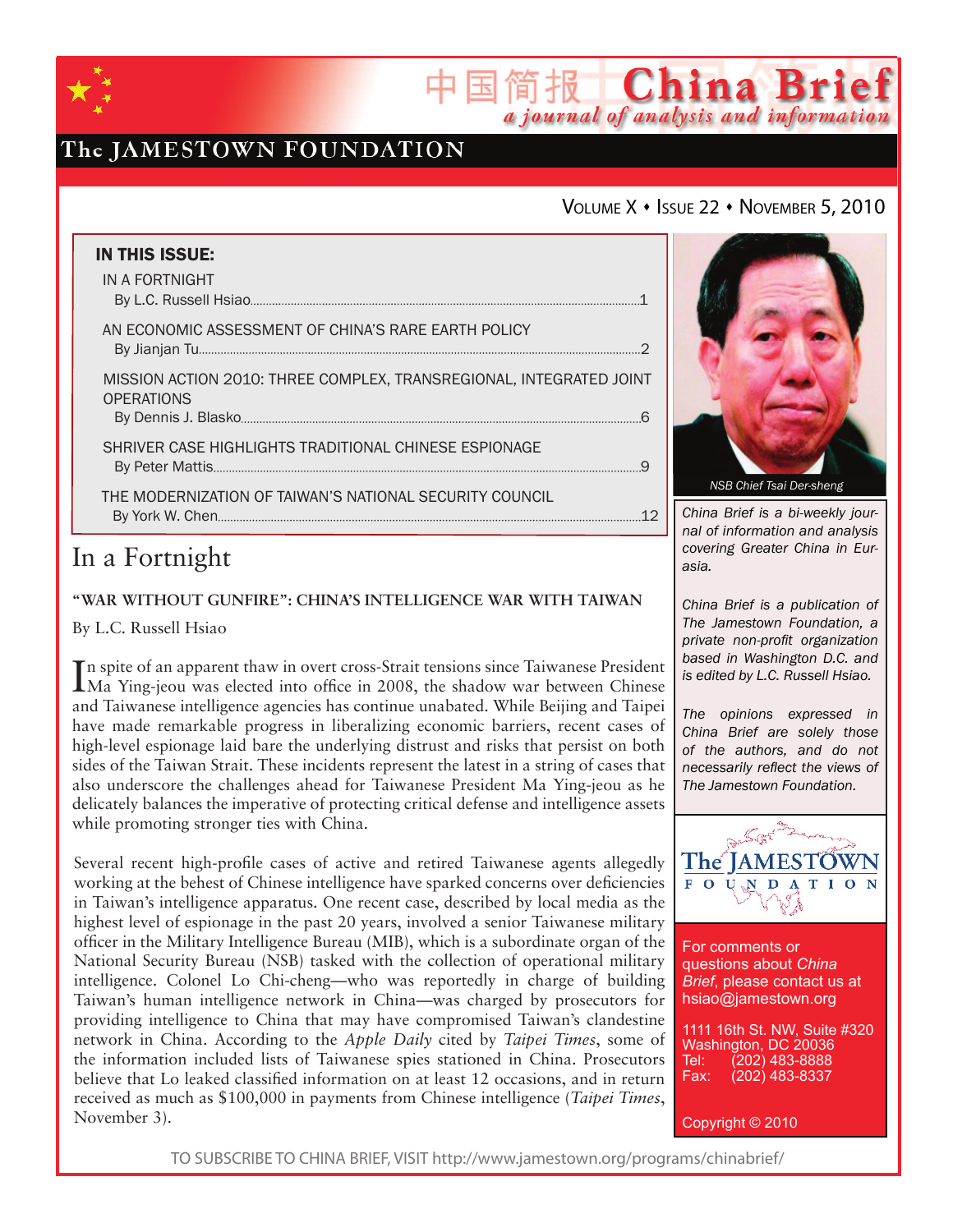# China Brief

*a journal of analysis and information*

The JAMESTOWN FOUNDATION

Volume X • Issue 22 • November 5, 2010

**IN THIS ISSUE:**

IN A FORTNIGHT
By L.C. Russell Hsiao....1

AN ECONOMIC ASSESSMENT OF CHINA'S RARE EARTH POLICY
By Jianjan Tu....2

MISSION ACTION 2010: THREE COMPLEX, TRANSREGIONAL, INTEGRATED JOINT OPERATIONS
By Dennis J. Blasko....6

SHRIVER CASE HIGHLIGHTS TRADITIONAL CHINESE ESPIONAGE
By Peter Mattis....9

THE MODERNIZATION OF TAIWAN'S NATIONAL SECURITY COUNCIL
By York W. Chen....12

NSB Chief Tsai Der-sheng

*China Brief is a bi-weekly journal of information and analysis covering Greater China in Eurasia.*

*China Brief is a publication of The Jamestown Foundation, a private non-profit organization based in Washington D.C. and is edited by L.C. Russell Hsiao.*

*The opinions expressed in China Brief are solely those of the authors, and do not necessarily reflect the views of The Jamestown Foundation.*

For comments or questions about *China Brief*, please contact us at hsiao@jamestown.org

1111 16th St. NW, Suite #320
Washington, DC 20036
Tel: (202) 483-8888
Fax: (202) 483-8337

Copyright © 2010

## In a Fortnight

### "WAR WITHOUT GUNFIRE": CHINA'S INTELLIGENCE WAR WITH TAIWAN

By L.C. Russell Hsiao

In spite of an apparent thaw in overt cross-Strait tensions since Taiwanese President Ma Ying-jeou was elected into office in 2008, the shadow war between Chinese and Taiwanese intelligence agencies has continue unabated. While Beijing and Taipei have made remarkable progress in liberalizing economic barriers, recent cases of high-level espionage laid bare the underlying distrust and risks that persist on both sides of the Taiwan Strait. These incidents represent the latest in a string of cases that also underscore the challenges ahead for Taiwanese President Ma Ying-jeou as he delicately balances the imperative of protecting critical defense and intelligence assets while promoting stronger ties with China.

Several recent high-profile cases of active and retired Taiwanese agents allegedly working at the behest of Chinese intelligence have sparked concerns over deficiencies in Taiwan's intelligence apparatus. One recent case, described by local media as the highest level of espionage in the past 20 years, involved a senior Taiwanese military officer in the Military Intelligence Bureau (MIB), which is a subordinate organ of the National Security Bureau (NSB) tasked with the collection of operational military intelligence. Colonel Lo Chi-cheng—who was reportedly in charge of building Taiwan's human intelligence network in China—was charged by prosecutors for providing intelligence to China that may have compromised Taiwan's clandestine network in China. According to the *Apple Daily* cited by *Taipei Times*, some of the information included lists of Taiwanese spies stationed in China. Prosecutors believe that Lo leaked classified information on at least 12 occasions, and in return received as much as $100,000 in payments from Chinese intelligence (*Taipei Times*, November 3).

TO SUBSCRIBE TO CHINA BRIEF, VISIT http://www.jamestown.org/programs/chinabrief/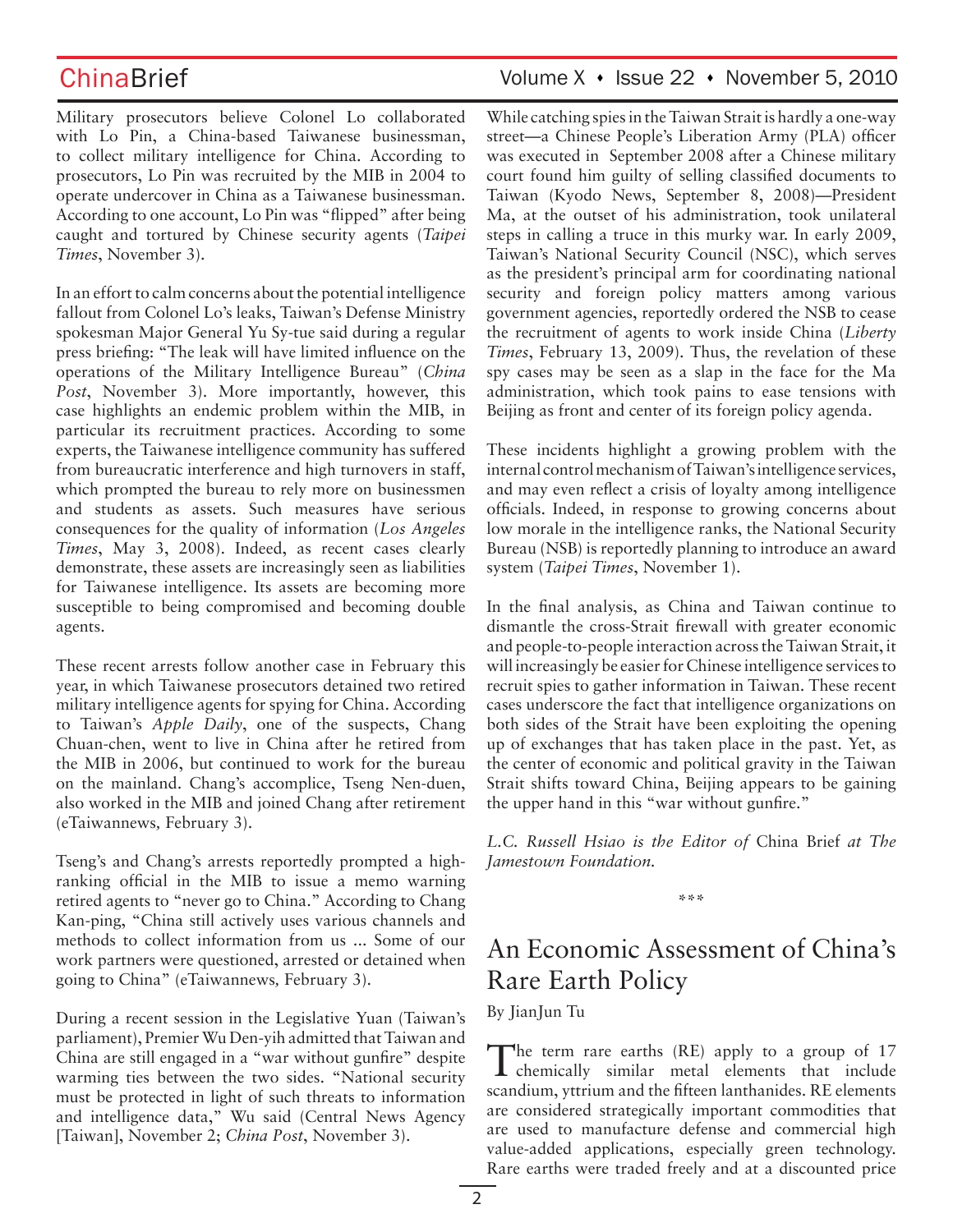Military prosecutors believe Colonel Lo collaborated with Lo Pin, a China-based Taiwanese businessman, to collect military intelligence for China. According to prosecutors, Lo Pin was recruited by the MIB in 2004 to operate undercover in China as a Taiwanese businessman. According to one account, Lo Pin was "flipped" after being caught and tortured by Chinese security agents (*Taipei Times*, November 3).

In an effort to calm concerns about the potential intelligence fallout from Colonel Lo's leaks, Taiwan's Defense Ministry spokesman Major General Yu Sy-tue said during a regular press briefing: "The leak will have limited influence on the operations of the Military Intelligence Bureau" (*China Post*, November 3). More importantly, however, this case highlights an endemic problem within the MIB, in particular its recruitment practices. According to some experts, the Taiwanese intelligence community has suffered from bureaucratic interference and high turnovers in staff, which prompted the bureau to rely more on businessmen and students as assets. Such measures have serious consequences for the quality of information (*Los Angeles Times*, May 3, 2008). Indeed, as recent cases clearly demonstrate, these assets are increasingly seen as liabilities for Taiwanese intelligence. Its assets are becoming more susceptible to being compromised and becoming double agents.

These recent arrests follow another case in February this year, in which Taiwanese prosecutors detained two retired military intelligence agents for spying for China. According to Taiwan's *Apple Daily*, one of the suspects, Chang Chuan-chen, went to live in China after he retired from the MIB in 2006, but continued to work for the bureau on the mainland. Chang's accomplice, Tseng Nen-duen, also worked in the MIB and joined Chang after retirement (eTaiwannews, February 3).

Tseng's and Chang's arrests reportedly prompted a high-ranking official in the MIB to issue a memo warning retired agents to "never go to China." According to Chang Kan-ping, "China still actively uses various channels and methods to collect information from us ... Some of our work partners were questioned, arrested or detained when going to China" (eTaiwannews, February 3).

During a recent session in the Legislative Yuan (Taiwan's parliament), Premier Wu Den-yih admitted that Taiwan and China are still engaged in a "war without gunfire" despite warming ties between the two sides. "National security must be protected in light of such threats to information and intelligence data," Wu said (Central News Agency [Taiwan], November 2; *China Post*, November 3).

While catching spies in the Taiwan Strait is hardly a one-way street—a Chinese People's Liberation Army (PLA) officer was executed in September 2008 after a Chinese military court found him guilty of selling classified documents to Taiwan (Kyodo News, September 8, 2008)—President Ma, at the outset of his administration, took unilateral steps in calling a truce in this murky war. In early 2009, Taiwan's National Security Council (NSC), which serves as the president's principal arm for coordinating national security and foreign policy matters among various government agencies, reportedly ordered the NSB to cease the recruitment of agents to work inside China (*Liberty Times*, February 13, 2009). Thus, the revelation of these spy cases may be seen as a slap in the face for the Ma administration, which took pains to ease tensions with Beijing as front and center of its foreign policy agenda.

These incidents highlight a growing problem with the internal control mechanism of Taiwan's intelligence services, and may even reflect a crisis of loyalty among intelligence officials. Indeed, in response to growing concerns about low morale in the intelligence ranks, the National Security Bureau (NSB) is reportedly planning to introduce an award system (*Taipei Times*, November 1).

In the final analysis, as China and Taiwan continue to dismantle the cross-Strait firewall with greater economic and people-to-people interaction across the Taiwan Strait, it will increasingly be easier for Chinese intelligence services to recruit spies to gather information in Taiwan. These recent cases underscore the fact that intelligence organizations on both sides of the Strait have been exploiting the opening up of exchanges that has taken place in the past. Yet, as the center of economic and political gravity in the Taiwan Strait shifts toward China, Beijing appears to be gaining the upper hand in this "war without gunfire."

*L.C. Russell Hsiao is the Editor of* China Brief *at The Jamestown Foundation.*

\*\*\*

# An Economic Assessment of China's Rare Earth Policy

By JianJun Tu

The term rare earths (RE) apply to a group of 17 chemically similar metal elements that include scandium, yttrium and the fifteen lanthanides. RE elements are considered strategically important commodities that are used to manufacture defense and commercial high value-added applications, especially green technology. Rare earths were traded freely and at a discounted price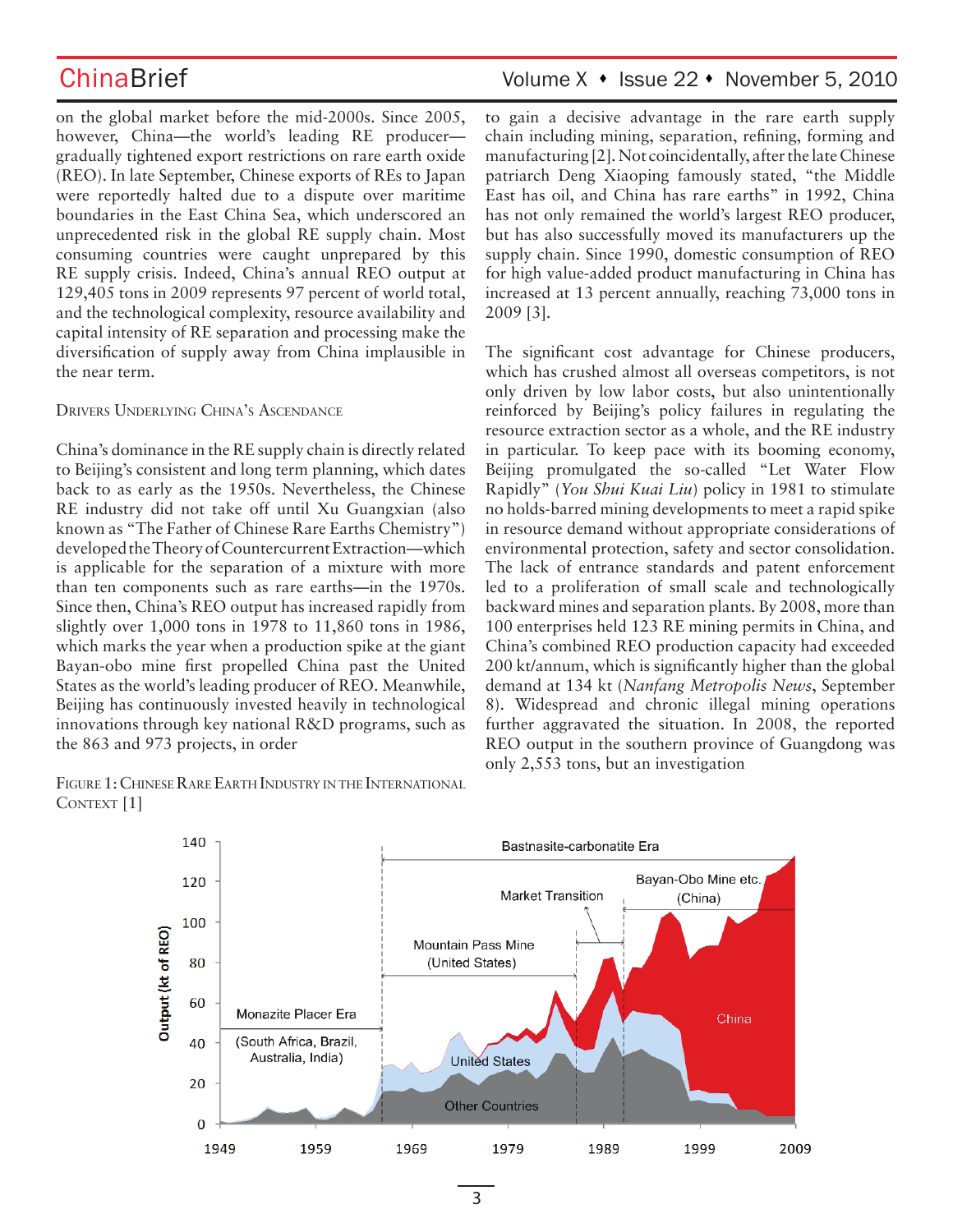on the global market before the mid-2000s. Since 2005, however, China—the world's leading RE producer—gradually tightened export restrictions on rare earth oxide (REO). In late September, Chinese exports of REs to Japan were reportedly halted due to a dispute over maritime boundaries in the East China Sea, which underscored an unprecedented risk in the global RE supply chain. Most consuming countries were caught unprepared by this RE supply crisis. Indeed, China's annual REO output at 129,405 tons in 2009 represents 97 percent of world total, and the technological complexity, resource availability and capital intensity of RE separation and processing make the diversification of supply away from China implausible in the near term.

### Drivers Underlying China's Ascendance

China's dominance in the RE supply chain is directly related to Beijing's consistent and long term planning, which dates back to as early as the 1950s. Nevertheless, the Chinese RE industry did not take off until Xu Guangxian (also known as "The Father of Chinese Rare Earths Chemistry") developed the Theory of Countercurrent Extraction—which is applicable for the separation of a mixture with more than ten components such as rare earths—in the 1970s. Since then, China's REO output has increased rapidly from slightly over 1,000 tons in 1978 to 11,860 tons in 1986, which marks the year when a production spike at the giant Bayan-obo mine first propelled China past the United States as the world's leading producer of REO. Meanwhile, Beijing has continuously invested heavily in technological innovations through key national R&D programs, such as the 863 and 973 projects, in order to gain a decisive advantage in the rare earth supply chain including mining, separation, refining, forming and manufacturing [2]. Not coincidentally, after the late Chinese patriarch Deng Xiaoping famously stated, "the Middle East has oil, and China has rare earths" in 1992, China has not only remained the world's largest REO producer, but has also successfully moved its manufacturers up the supply chain. Since 1990, domestic consumption of REO for high value-added product manufacturing in China has increased at 13 percent annually, reaching 73,000 tons in 2009 [3].

The significant cost advantage for Chinese producers, which has crushed almost all overseas competitors, is not only driven by low labor costs, but also unintentionally reinforced by Beijing's policy failures in regulating the resource extraction sector as a whole, and the RE industry in particular. To keep pace with its booming economy, Beijing promulgated the so-called "Let Water Flow Rapidly" (*You Shui Kuai Liu*) policy in 1981 to stimulate no holds-barred mining developments to meet a rapid spike in resource demand without appropriate considerations of environmental protection, safety and sector consolidation. The lack of entrance standards and patent enforcement led to a proliferation of small scale and technologically backward mines and separation plants. By 2008, more than 100 enterprises held 123 RE mining permits in China, and China's combined REO production capacity had exceeded 200 kt/annum, which is significantly higher than the global demand at 134 kt (*Nanfang Metropolis News*, September 8). Widespread and chronic illegal mining operations further aggravated the situation. In 2008, the reported REO output in the southern province of Guangdong was only 2,553 tons, but an investigation

Figure 1: Chinese Rare Earth Industry in the International Context [1]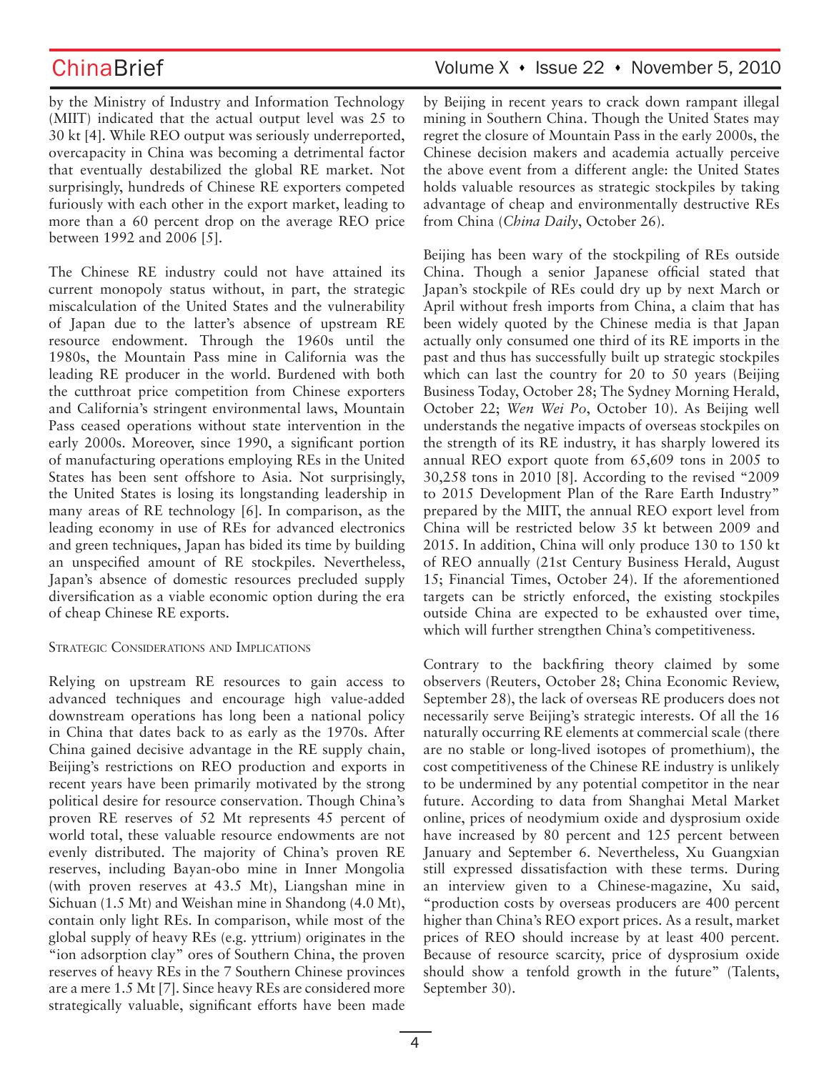by the Ministry of Industry and Information Technology (MIIT) indicated that the actual output level was 25 to 30 kt [4]. While REO output was seriously underreported, overcapacity in China was becoming a detrimental factor that eventually destabilized the global RE market. Not surprisingly, hundreds of Chinese RE exporters competed furiously with each other in the export market, leading to more than a 60 percent drop on the average REO price between 1992 and 2006 [5].

The Chinese RE industry could not have attained its current monopoly status without, in part, the strategic miscalculation of the United States and the vulnerability of Japan due to the latter's absence of upstream RE resource endowment. Through the 1960s until the 1980s, the Mountain Pass mine in California was the leading RE producer in the world. Burdened with both the cutthroat price competition from Chinese exporters and California's stringent environmental laws, Mountain Pass ceased operations without state intervention in the early 2000s. Moreover, since 1990, a significant portion of manufacturing operations employing REs in the United States has been sent offshore to Asia. Not surprisingly, the United States is losing its longstanding leadership in many areas of RE technology [6]. In comparison, as the leading economy in use of REs for advanced electronics and green techniques, Japan has bided its time by building an unspecified amount of RE stockpiles. Nevertheless, Japan's absence of domestic resources precluded supply diversification as a viable economic option during the era of cheap Chinese RE exports.

## Strategic Considerations and Implications

Relying on upstream RE resources to gain access to advanced techniques and encourage high value-added downstream operations has long been a national policy in China that dates back to as early as the 1970s. After China gained decisive advantage in the RE supply chain, Beijing's restrictions on REO production and exports in recent years have been primarily motivated by the strong political desire for resource conservation. Though China's proven RE reserves of 52 Mt represents 45 percent of world total, these valuable resource endowments are not evenly distributed. The majority of China's proven RE reserves, including Bayan-obo mine in Inner Mongolia (with proven reserves at 43.5 Mt), Liangshan mine in Sichuan (1.5 Mt) and Weishan mine in Shandong (4.0 Mt), contain only light REs. In comparison, while most of the global supply of heavy REs (e.g. yttrium) originates in the "ion adsorption clay" ores of Southern China, the proven reserves of heavy REs in the 7 Southern Chinese provinces are a mere 1.5 Mt [7]. Since heavy REs are considered more strategically valuable, significant efforts have been made by Beijing in recent years to crack down rampant illegal mining in Southern China. Though the United States may regret the closure of Mountain Pass in the early 2000s, the Chinese decision makers and academia actually perceive the above event from a different angle: the United States holds valuable resources as strategic stockpiles by taking advantage of cheap and environmentally destructive REs from China (*China Daily*, October 26).

Beijing has been wary of the stockpiling of REs outside China. Though a senior Japanese official stated that Japan's stockpile of REs could dry up by next March or April without fresh imports from China, a claim that has been widely quoted by the Chinese media is that Japan actually only consumed one third of its RE imports in the past and thus has successfully built up strategic stockpiles which can last the country for 20 to 50 years (Beijing Business Today, October 28; The Sydney Morning Herald, October 22; *Wen Wei Po*, October 10). As Beijing well understands the negative impacts of overseas stockpiles on the strength of its RE industry, it has sharply lowered its annual REO export quote from 65,609 tons in 2005 to 30,258 tons in 2010 [8]. According to the revised "2009 to 2015 Development Plan of the Rare Earth Industry" prepared by the MIIT, the annual REO export level from China will be restricted below 35 kt between 2009 and 2015. In addition, China will only produce 130 to 150 kt of REO annually (21st Century Business Herald, August 15; Financial Times, October 24). If the aforementioned targets can be strictly enforced, the existing stockpiles outside China are expected to be exhausted over time, which will further strengthen China's competitiveness.

Contrary to the backfiring theory claimed by some observers (Reuters, October 28; China Economic Review, September 28), the lack of overseas RE producers does not necessarily serve Beijing's strategic interests. Of all the 16 naturally occurring RE elements at commercial scale (there are no stable or long-lived isotopes of promethium), the cost competitiveness of the Chinese RE industry is unlikely to be undermined by any potential competitor in the near future. According to data from Shanghai Metal Market online, prices of neodymium oxide and dysprosium oxide have increased by 80 percent and 125 percent between January and September 6. Nevertheless, Xu Guangxian still expressed dissatisfaction with these terms. During an interview given to a Chinese-magazine, Xu said, "production costs by overseas producers are 400 percent higher than China's REO export prices. As a result, market prices of REO should increase by at least 400 percent. Because of resource scarcity, price of dysprosium oxide should show a tenfold growth in the future" (Talents, September 30).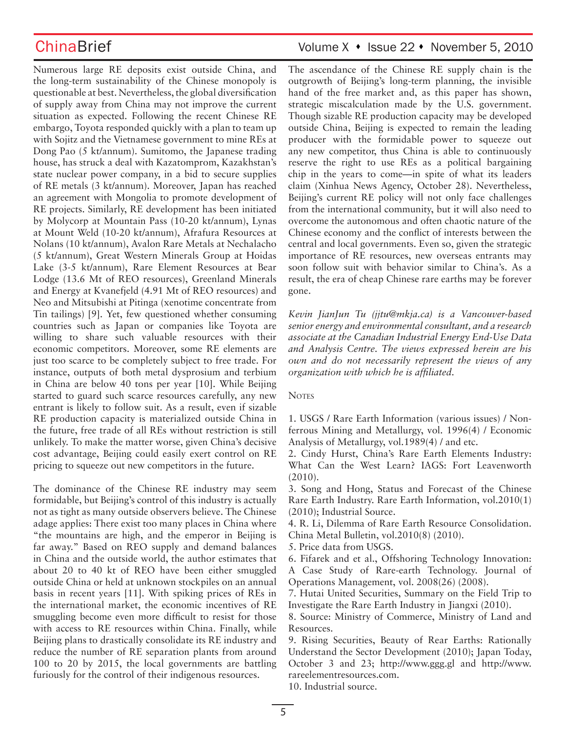Numerous large RE deposits exist outside China, and the long-term sustainability of the Chinese monopoly is questionable at best. Nevertheless, the global diversification of supply away from China may not improve the current situation as expected. Following the recent Chinese RE embargo, Toyota responded quickly with a plan to team up with Sojitz and the Vietnamese government to mine REs at Dong Pao (5 kt/annum). Sumitomo, the Japanese trading house, has struck a deal with Kazatomprom, Kazakhstan's state nuclear power company, in a bid to secure supplies of RE metals (3 kt/annum). Moreover, Japan has reached an agreement with Mongolia to promote development of RE projects. Similarly, RE development has been initiated by Molycorp at Mountain Pass (10-20 kt/annum), Lynas at Mount Weld (10-20 kt/annum), Afrafura Resources at Nolans (10 kt/annum), Avalon Rare Metals at Nechalacho (5 kt/annum), Great Western Minerals Group at Hoidas Lake (3-5 kt/annum), Rare Element Resources at Bear Lodge (13.6 Mt of REO resources), Greenland Minerals and Energy at Kvanefjeld (4.91 Mt of REO resources) and Neo and Mitsubishi at Pitinga (xenotime concentrate from Tin tailings) [9]. Yet, few questioned whether consuming countries such as Japan or companies like Toyota are willing to share such valuable resources with their economic competitors. Moreover, some RE elements are just too scarce to be completely subject to free trade. For instance, outputs of both metal dysprosium and terbium in China are below 40 tons per year [10]. While Beijing started to guard such scarce resources carefully, any new entrant is likely to follow suit. As a result, even if sizable RE production capacity is materialized outside China in the future, free trade of all REs without restriction is still unlikely. To make the matter worse, given China's decisive cost advantage, Beijing could easily exert control on RE pricing to squeeze out new competitors in the future.

The dominance of the Chinese RE industry may seem formidable, but Beijing's control of this industry is actually not as tight as many outside observers believe. The Chinese adage applies: There exist too many places in China where "the mountains are high, and the emperor in Beijing is far away." Based on REO supply and demand balances in China and the outside world, the author estimates that about 20 to 40 kt of REO have been either smuggled outside China or held at unknown stockpiles on an annual basis in recent years [11]. With spiking prices of REs in the international market, the economic incentives of RE smuggling become even more difficult to resist for those with access to RE resources within China. Finally, while Beijing plans to drastically consolidate its RE industry and reduce the number of RE separation plants from around 100 to 20 by 2015, the local governments are battling furiously for the control of their indigenous resources.

The ascendance of the Chinese RE supply chain is the outgrowth of Beijing's long-term planning, the invisible hand of the free market and, as this paper has shown, strategic miscalculation made by the U.S. government. Though sizable RE production capacity may be developed outside China, Beijing is expected to remain the leading producer with the formidable power to squeeze out any new competitor, thus China is able to continuously reserve the right to use REs as a political bargaining chip in the years to come—in spite of what its leaders claim (Xinhua News Agency, October 28). Nevertheless, Beijing's current RE policy will not only face challenges from the international community, but it will also need to overcome the autonomous and often chaotic nature of the Chinese economy and the conflict of interests between the central and local governments. Even so, given the strategic importance of RE resources, new overseas entrants may soon follow suit with behavior similar to China's. As a result, the era of cheap Chinese rare earths may be forever gone.

*Kevin JianJun Tu (jjtu@mkja.ca) is a Vancouver-based senior energy and environmental consultant, and a research associate at the Canadian Industrial Energy End-Use Data and Analysis Centre. The views expressed herein are his own and do not necessarily represent the views of any organization with which he is affiliated.*

## Notes

1. USGS / Rare Earth Information (various issues) / Non-ferrous Mining and Metallurgy, vol. 1996(4) / Economic Analysis of Metallurgy, vol.1989(4) / and etc.
2. Cindy Hurst, China's Rare Earth Elements Industry: What Can the West Learn? IAGS: Fort Leavenworth (2010).
3. Song and Hong, Status and Forecast of the Chinese Rare Earth Industry. Rare Earth Information, vol.2010(1) (2010); Industrial Source.
4. R. Li, Dilemma of Rare Earth Resource Consolidation. China Metal Bulletin, vol.2010(8) (2010).
5. Price data from USGS.
6. Fifarek and et al., Offshoring Technology Innovation: A Case Study of Rare-earth Technology. Journal of Operations Management, vol. 2008(26) (2008).
7. Hutai United Securities, Summary on the Field Trip to Investigate the Rare Earth Industry in Jiangxi (2010).
8. Source: Ministry of Commerce, Ministry of Land and Resources.
9. Rising Securities, Beauty of Rear Earths: Rationally Understand the Sector Development (2010); Japan Today, October 3 and 23; http://www.ggg.gl and http://www.rareelementresources.com.
10. Industrial source.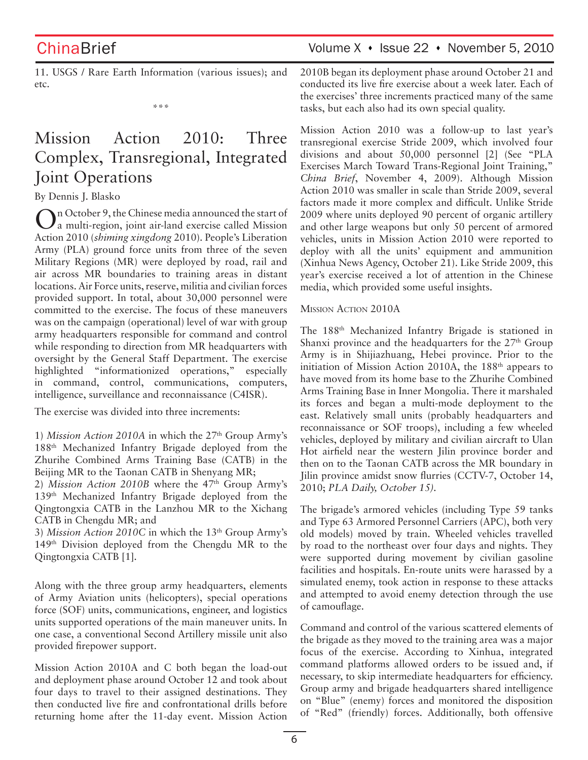11. USGS / Rare Earth Information (various issues); and etc.

\*\*\*

# Mission Action 2010: Three Complex, Transregional, Integrated Joint Operations

By Dennis J. Blasko

On October 9, the Chinese media announced the start of a multi-region, joint air-land exercise called Mission Action 2010 (*shiming xingdong* 2010). People's Liberation Army (PLA) ground force units from three of the seven Military Regions (MR) were deployed by road, rail and air across MR boundaries to training areas in distant locations. Air Force units, reserve, militia and civilian forces provided support. In total, about 30,000 personnel were committed to the exercise. The focus of these maneuvers was on the campaign (operational) level of war with group army headquarters responsible for command and control while responding to direction from MR headquarters with oversight by the General Staff Department. The exercise highlighted "informationized operations," especially in command, control, communications, computers, intelligence, surveillance and reconnaissance (C4ISR).

The exercise was divided into three increments:

1) *Mission Action 2010A* in which the 27th Group Army's 188th Mechanized Infantry Brigade deployed from the Zhurihe Combined Arms Training Base (CATB) in the Beijing MR to the Taonan CATB in Shenyang MR;
2) *Mission Action 2010B* where the 47th Group Army's 139th Mechanized Infantry Brigade deployed from the Qingtongxia CATB in the Lanzhou MR to the Xichang CATB in Chengdu MR; and
3) *Mission Action 2010C* in which the 13th Group Army's 149th Division deployed from the Chengdu MR to the Qingtongxia CATB [1].

Along with the three group army headquarters, elements of Army Aviation units (helicopters), special operations force (SOF) units, communications, engineer, and logistics units supported operations of the main maneuver units. In one case, a conventional Second Artillery missile unit also provided firepower support.

Mission Action 2010A and C both began the load-out and deployment phase around October 12 and took about four days to travel to their assigned destinations. They then conducted live fire and confrontational drills before returning home after the 11-day event. Mission Action 2010B began its deployment phase around October 21 and conducted its live fire exercise about a week later. Each of the exercises' three increments practiced many of the same tasks, but each also had its own special quality.

Mission Action 2010 was a follow-up to last year's transregional exercise Stride 2009, which involved four divisions and about 50,000 personnel [2] (See "PLA Exercises March Toward Trans-Regional Joint Training," *China Brief*, November 4, 2009). Although Mission Action 2010 was smaller in scale than Stride 2009, several factors made it more complex and difficult. Unlike Stride 2009 where units deployed 90 percent of organic artillery and other large weapons but only 50 percent of armored vehicles, units in Mission Action 2010 were reported to deploy with all the units' equipment and ammunition (Xinhua News Agency, October 21). Like Stride 2009, this year's exercise received a lot of attention in the Chinese media, which provided some useful insights.

## Mission Action 2010A

The 188th Mechanized Infantry Brigade is stationed in Shanxi province and the headquarters for the 27th Group Army is in Shijiazhuang, Hebei province. Prior to the initiation of Mission Action 2010A, the 188th appears to have moved from its home base to the Zhurihe Combined Arms Training Base in Inner Mongolia. There it marshaled its forces and began a multi-mode deployment to the east. Relatively small units (probably headquarters and reconnaissance or SOF troops), including a few wheeled vehicles, deployed by military and civilian aircraft to Ulan Hot airfield near the western Jilin province border and then on to the Taonan CATB across the MR boundary in Jilin province amidst snow flurries (CCTV-7, October 14, 2010; *PLA Daily, October 15).*

The brigade's armored vehicles (including Type 59 tanks and Type 63 Armored Personnel Carriers (APC), both very old models) moved by train. Wheeled vehicles travelled by road to the northeast over four days and nights. They were supported during movement by civilian gasoline facilities and hospitals. En-route units were harassed by a simulated enemy, took action in response to these attacks and attempted to avoid enemy detection through the use of camouflage.

Command and control of the various scattered elements of the brigade as they moved to the training area was a major focus of the exercise. According to Xinhua, integrated command platforms allowed orders to be issued and, if necessary, to skip intermediate headquarters for efficiency. Group army and brigade headquarters shared intelligence on "Blue" (enemy) forces and monitored the disposition of "Red" (friendly) forces. Additionally, both offensive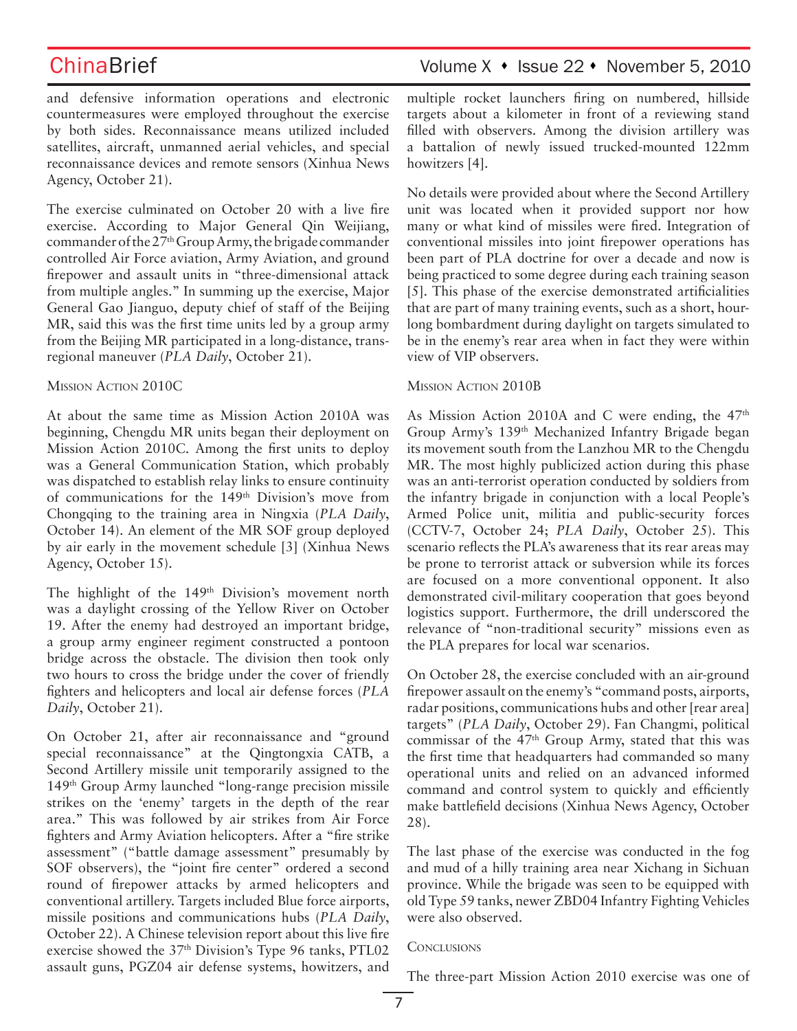and defensive information operations and electronic countermeasures were employed throughout the exercise by both sides. Reconnaissance means utilized included satellites, aircraft, unmanned aerial vehicles, and special reconnaissance devices and remote sensors (Xinhua News Agency, October 21).

The exercise culminated on October 20 with a live fire exercise. According to Major General Qin Weijiang, commander of the 27th Group Army, the brigade commander controlled Air Force aviation, Army Aviation, and ground firepower and assault units in "three-dimensional attack from multiple angles." In summing up the exercise, Major General Gao Jianguo, deputy chief of staff of the Beijing MR, said this was the first time units led by a group army from the Beijing MR participated in a long-distance, trans-regional maneuver (*PLA Daily*, October 21).

### Mission Action 2010C

At about the same time as Mission Action 2010A was beginning, Chengdu MR units began their deployment on Mission Action 2010C. Among the first units to deploy was a General Communication Station, which probably was dispatched to establish relay links to ensure continuity of communications for the 149th Division's move from Chongqing to the training area in Ningxia (*PLA Daily*, October 14). An element of the MR SOF group deployed by air early in the movement schedule [3] (Xinhua News Agency, October 15).

The highlight of the 149th Division's movement north was a daylight crossing of the Yellow River on October 19. After the enemy had destroyed an important bridge, a group army engineer regiment constructed a pontoon bridge across the obstacle. The division then took only two hours to cross the bridge under the cover of friendly fighters and helicopters and local air defense forces (*PLA Daily*, October 21).

On October 21, after air reconnaissance and "ground special reconnaissance" at the Qingtongxia CATB, a Second Artillery missile unit temporarily assigned to the 149th Group Army launched "long-range precision missile strikes on the 'enemy' targets in the depth of the rear area." This was followed by air strikes from Air Force fighters and Army Aviation helicopters. After a "fire strike assessment" ("battle damage assessment" presumably by SOF observers), the "joint fire center" ordered a second round of firepower attacks by armed helicopters and conventional artillery. Targets included Blue force airports, missile positions and communications hubs (*PLA Daily*, October 22). A Chinese television report about this live fire exercise showed the 37th Division's Type 96 tanks, PTL02 assault guns, PGZ04 air defense systems, howitzers, and multiple rocket launchers firing on numbered, hillside targets about a kilometer in front of a reviewing stand filled with observers. Among the division artillery was a battalion of newly issued trucked-mounted 122mm howitzers [4].

No details were provided about where the Second Artillery unit was located when it provided support nor how many or what kind of missiles were fired. Integration of conventional missiles into joint firepower operations has been part of PLA doctrine for over a decade and now is being practiced to some degree during each training season [5]. This phase of the exercise demonstrated artificialities that are part of many training events, such as a short, hour-long bombardment during daylight on targets simulated to be in the enemy's rear area when in fact they were within view of VIP observers.

### Mission Action 2010B

As Mission Action 2010A and C were ending, the 47th Group Army's 139th Mechanized Infantry Brigade began its movement south from the Lanzhou MR to the Chengdu MR. The most highly publicized action during this phase was an anti-terrorist operation conducted by soldiers from the infantry brigade in conjunction with a local People's Armed Police unit, militia and public-security forces (CCTV-7, October 24; *PLA Daily*, October 25). This scenario reflects the PLA's awareness that its rear areas may be prone to terrorist attack or subversion while its forces are focused on a more conventional opponent. It also demonstrated civil-military cooperation that goes beyond logistics support. Furthermore, the drill underscored the relevance of "non-traditional security" missions even as the PLA prepares for local war scenarios.

On October 28, the exercise concluded with an air-ground firepower assault on the enemy's "command posts, airports, radar positions, communications hubs and other [rear area] targets" (*PLA Daily*, October 29). Fan Changmi, political commissar of the 47th Group Army, stated that this was the first time that headquarters had commanded so many operational units and relied on an advanced informed command and control system to quickly and efficiently make battlefield decisions (Xinhua News Agency, October 28).

The last phase of the exercise was conducted in the fog and mud of a hilly training area near Xichang in Sichuan province. While the brigade was seen to be equipped with old Type 59 tanks, newer ZBD04 Infantry Fighting Vehicles were also observed.

### Conclusions

The three-part Mission Action 2010 exercise was one of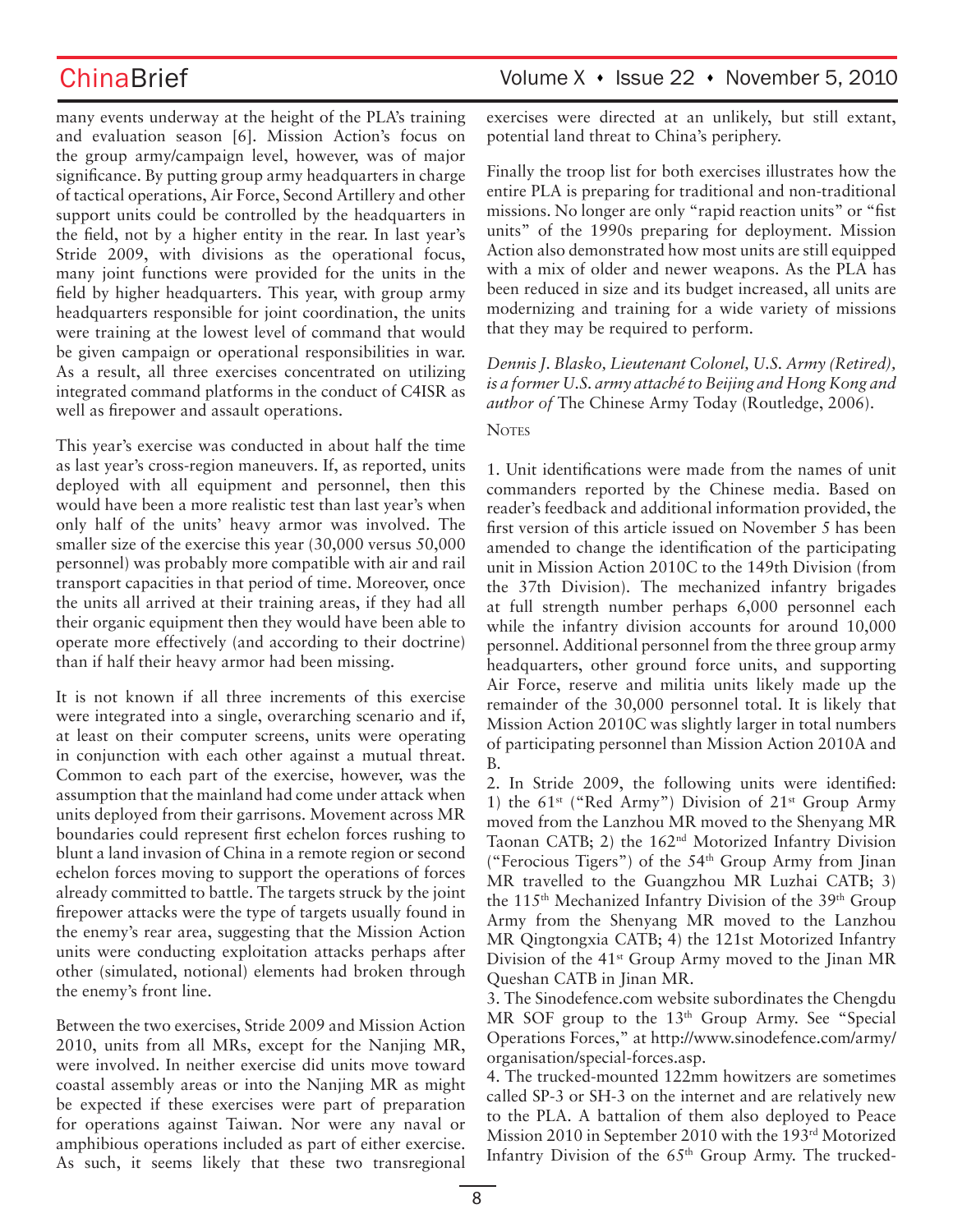many events underway at the height of the PLA's training and evaluation season [6]. Mission Action's focus on the group army/campaign level, however, was of major significance. By putting group army headquarters in charge of tactical operations, Air Force, Second Artillery and other support units could be controlled by the headquarters in the field, not by a higher entity in the rear. In last year's Stride 2009, with divisions as the operational focus, many joint functions were provided for the units in the field by higher headquarters. This year, with group army headquarters responsible for joint coordination, the units were training at the lowest level of command that would be given campaign or operational responsibilities in war. As a result, all three exercises concentrated on utilizing integrated command platforms in the conduct of C4ISR as well as firepower and assault operations.

This year's exercise was conducted in about half the time as last year's cross-region maneuvers. If, as reported, units deployed with all equipment and personnel, then this would have been a more realistic test than last year's when only half of the units' heavy armor was involved. The smaller size of the exercise this year (30,000 versus 50,000 personnel) was probably more compatible with air and rail transport capacities in that period of time. Moreover, once the units all arrived at their training areas, if they had all their organic equipment then they would have been able to operate more effectively (and according to their doctrine) than if half their heavy armor had been missing.

It is not known if all three increments of this exercise were integrated into a single, overarching scenario and if, at least on their computer screens, units were operating in conjunction with each other against a mutual threat. Common to each part of the exercise, however, was the assumption that the mainland had come under attack when units deployed from their garrisons. Movement across MR boundaries could represent first echelon forces rushing to blunt a land invasion of China in a remote region or second echelon forces moving to support the operations of forces already committed to battle. The targets struck by the joint firepower attacks were the type of targets usually found in the enemy's rear area, suggesting that the Mission Action units were conducting exploitation attacks perhaps after other (simulated, notional) elements had broken through the enemy's front line.

Between the two exercises, Stride 2009 and Mission Action 2010, units from all MRs, except for the Nanjing MR, were involved. In neither exercise did units move toward coastal assembly areas or into the Nanjing MR as might be expected if these exercises were part of preparation for operations against Taiwan. Nor were any naval or amphibious operations included as part of either exercise. As such, it seems likely that these two transregional exercises were directed at an unlikely, but still extant, potential land threat to China's periphery.

Finally the troop list for both exercises illustrates how the entire PLA is preparing for traditional and non-traditional missions. No longer are only "rapid reaction units" or "fist units" of the 1990s preparing for deployment. Mission Action also demonstrated how most units are still equipped with a mix of older and newer weapons. As the PLA has been reduced in size and its budget increased, all units are modernizing and training for a wide variety of missions that they may be required to perform.

*Dennis J. Blasko, Lieutenant Colonel, U.S. Army (Retired), is a former U.S. army attaché to Beijing and Hong Kong and author of* The Chinese Army Today (Routledge, 2006).

Notes

1. Unit identifications were made from the names of unit commanders reported by the Chinese media. Based on reader's feedback and additional information provided, the first version of this article issued on November 5 has been amended to change the identification of the participating unit in Mission Action 2010C to the 149th Division (from the 37th Division). The mechanized infantry brigades at full strength number perhaps 6,000 personnel each while the infantry division accounts for around 10,000 personnel. Additional personnel from the three group army headquarters, other ground force units, and supporting Air Force, reserve and militia units likely made up the remainder of the 30,000 personnel total. It is likely that Mission Action 2010C was slightly larger in total numbers of participating personnel than Mission Action 2010A and B.

2. In Stride 2009, the following units were identified: 1) the 61st ("Red Army") Division of 21st Group Army moved from the Lanzhou MR moved to the Shenyang MR Taonan CATB; 2) the 162nd Motorized Infantry Division ("Ferocious Tigers") of the 54th Group Army from Jinan MR travelled to the Guangzhou MR Luzhai CATB; 3) the 115th Mechanized Infantry Division of the 39th Group Army from the Shenyang MR moved to the Lanzhou MR Qingtongxia CATB; 4) the 121st Motorized Infantry Division of the 41st Group Army moved to the Jinan MR Queshan CATB in Jinan MR.

3. The Sinodefence.com website subordinates the Chengdu MR SOF group to the 13th Group Army. See "Special Operations Forces," at http://www.sinodefence.com/army/organisation/special-forces.asp.

4. The trucked-mounted 122mm howitzers are sometimes called SP-3 or SH-3 on the internet and are relatively new to the PLA. A battalion of them also deployed to Peace Mission 2010 in September 2010 with the 193rd Motorized Infantry Division of the 65th Group Army. The trucked-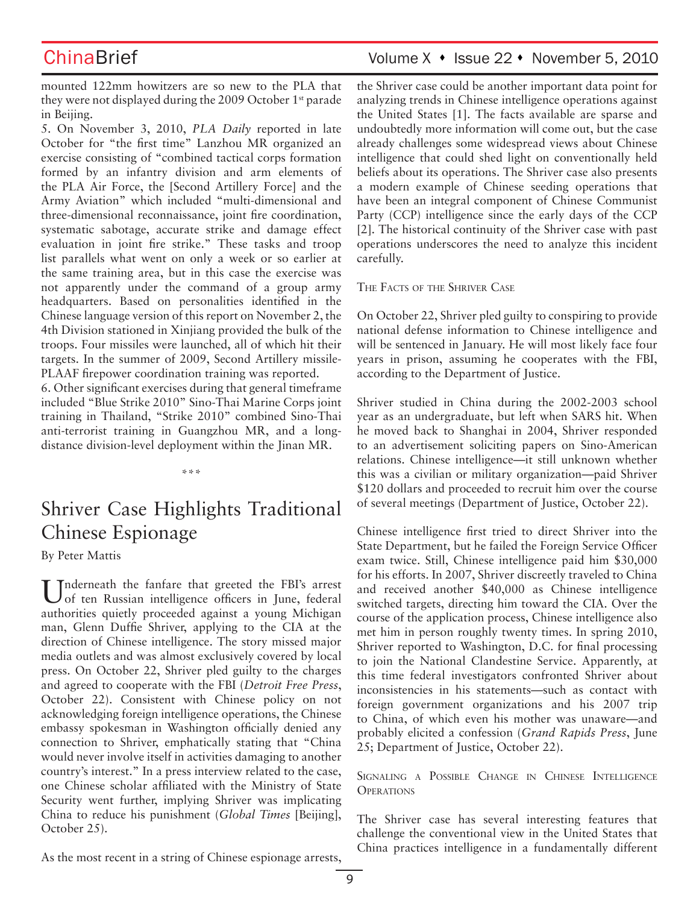mounted 122mm howitzers are so new to the PLA that they were not displayed during the 2009 October 1st parade in Beijing.

5. On November 3, 2010, *PLA Daily* reported in late October for "the first time" Lanzhou MR organized an exercise consisting of "combined tactical corps formation formed by an infantry division and arm elements of the PLA Air Force, the [Second Artillery Force] and the Army Aviation" which included "multi-dimensional and three-dimensional reconnaissance, joint fire coordination, systematic sabotage, accurate strike and damage effect evaluation in joint fire strike." These tasks and troop list parallels what went on only a week or so earlier at the same training area, but in this case the exercise was not apparently under the command of a group army headquarters. Based on personalities identified in the Chinese language version of this report on November 2, the 4th Division stationed in Xinjiang provided the bulk of the troops. Four missiles were launched, all of which hit their targets. In the summer of 2009, Second Artillery missile-PLAAF firepower coordination training was reported.

6. Other significant exercises during that general timeframe included "Blue Strike 2010" Sino-Thai Marine Corps joint training in Thailand, "Strike 2010" combined Sino-Thai anti-terrorist training in Guangzhou MR, and a long-distance division-level deployment within the Jinan MR.

\*\*\*

# Shriver Case Highlights Traditional Chinese Espionage

By Peter Mattis

Underneath the fanfare that greeted the FBI's arrest of ten Russian intelligence officers in June, federal authorities quietly proceeded against a young Michigan man, Glenn Duffie Shriver, applying to the CIA at the direction of Chinese intelligence. The story missed major media outlets and was almost exclusively covered by local press. On October 22, Shriver pled guilty to the charges and agreed to cooperate with the FBI (*Detroit Free Press*, October 22). Consistent with Chinese policy on not acknowledging foreign intelligence operations, the Chinese embassy spokesman in Washington officially denied any connection to Shriver, emphatically stating that "China would never involve itself in activities damaging to another country's interest." In a press interview related to the case, one Chinese scholar affiliated with the Ministry of State Security went further, implying Shriver was implicating China to reduce his punishment (*Global Times* [Beijing], October 25).

As the most recent in a string of Chinese espionage arrests, the Shriver case could be another important data point for analyzing trends in Chinese intelligence operations against the United States [1]. The facts available are sparse and undoubtedly more information will come out, but the case already challenges some widespread views about Chinese intelligence that could shed light on conventionally held beliefs about its operations. The Shriver case also presents a modern example of Chinese seeding operations that have been an integral component of Chinese Communist Party (CCP) intelligence since the early days of the CCP [2]. The historical continuity of the Shriver case with past operations underscores the need to analyze this incident carefully.

## The Facts of the Shriver Case

On October 22, Shriver pled guilty to conspiring to provide national defense information to Chinese intelligence and will be sentenced in January. He will most likely face four years in prison, assuming he cooperates with the FBI, according to the Department of Justice.

Shriver studied in China during the 2002-2003 school year as an undergraduate, but left when SARS hit. When he moved back to Shanghai in 2004, Shriver responded to an advertisement soliciting papers on Sino-American relations. Chinese intelligence—it still unknown whether this was a civilian or military organization—paid Shriver $120 dollars and proceeded to recruit him over the course of several meetings (Department of Justice, October 22).

Chinese intelligence first tried to direct Shriver into the State Department, but he failed the Foreign Service Officer exam twice. Still, Chinese intelligence paid him $30,000 for his efforts. In 2007, Shriver discreetly traveled to China and received another $40,000 as Chinese intelligence switched targets, directing him toward the CIA. Over the course of the application process, Chinese intelligence also met him in person roughly twenty times. In spring 2010, Shriver reported to Washington, D.C. for final processing to join the National Clandestine Service. Apparently, at this time federal investigators confronted Shriver about inconsistencies in his statements—such as contact with foreign government organizations and his 2007 trip to China, of which even his mother was unaware—and probably elicited a confession (*Grand Rapids Press*, June 25; Department of Justice, October 22).

## Signaling a Possible Change in Chinese Intelligence Operations

The Shriver case has several interesting features that challenge the conventional view in the United States that China practices intelligence in a fundamentally different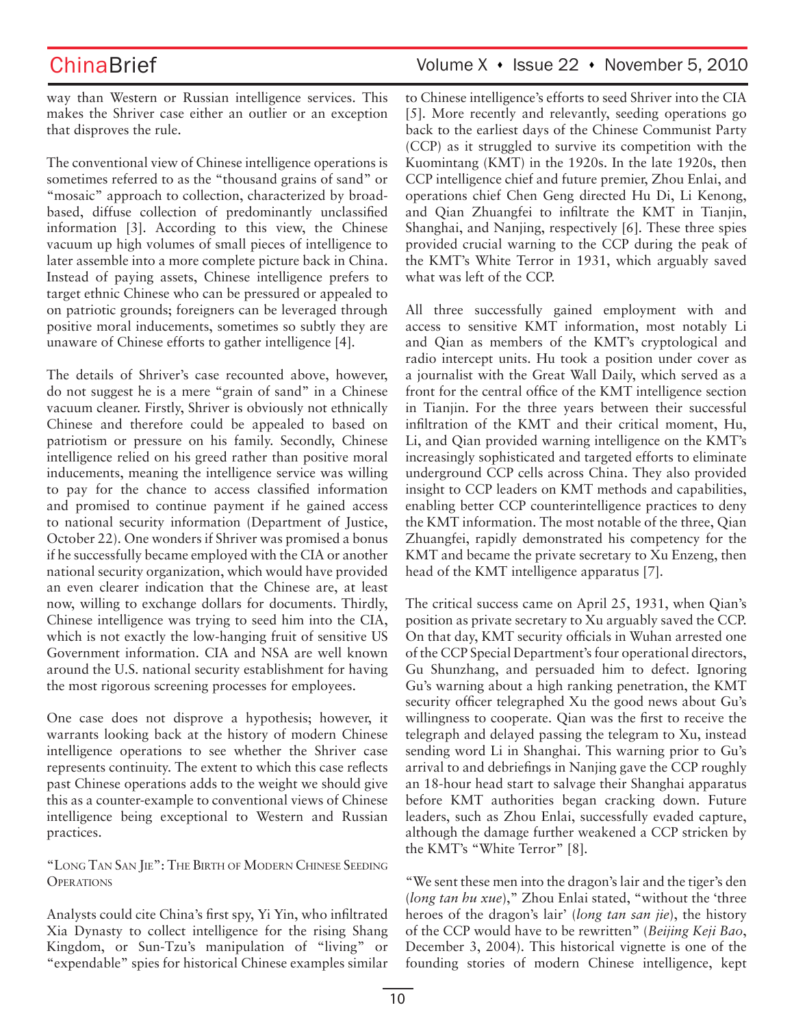way than Western or Russian intelligence services. This makes the Shriver case either an outlier or an exception that disproves the rule.

The conventional view of Chinese intelligence operations is sometimes referred to as the "thousand grains of sand" or "mosaic" approach to collection, characterized by broad-based, diffuse collection of predominantly unclassified information [3]. According to this view, the Chinese vacuum up high volumes of small pieces of intelligence to later assemble into a more complete picture back in China. Instead of paying assets, Chinese intelligence prefers to target ethnic Chinese who can be pressured or appealed to on patriotic grounds; foreigners can be leveraged through positive moral inducements, sometimes so subtly they are unaware of Chinese efforts to gather intelligence [4].

The details of Shriver's case recounted above, however, do not suggest he is a mere "grain of sand" in a Chinese vacuum cleaner. Firstly, Shriver is obviously not ethnically Chinese and therefore could be appealed to based on patriotism or pressure on his family. Secondly, Chinese intelligence relied on his greed rather than positive moral inducements, meaning the intelligence service was willing to pay for the chance to access classified information and promised to continue payment if he gained access to national security information (Department of Justice, October 22). One wonders if Shriver was promised a bonus if he successfully became employed with the CIA or another national security organization, which would have provided an even clearer indication that the Chinese are, at least now, willing to exchange dollars for documents. Thirdly, Chinese intelligence was trying to seed him into the CIA, which is not exactly the low-hanging fruit of sensitive US Government information. CIA and NSA are well known around the U.S. national security establishment for having the most rigorous screening processes for employees.

One case does not disprove a hypothesis; however, it warrants looking back at the history of modern Chinese intelligence operations to see whether the Shriver case represents continuity. The extent to which this case reflects past Chinese operations adds to the weight we should give this as a counter-example to conventional views of Chinese intelligence being exceptional to Western and Russian practices.

## "Long Tan San Jie": The Birth of Modern Chinese Seeding Operations

Analysts could cite China's first spy, Yi Yin, who infiltrated Xia Dynasty to collect intelligence for the rising Shang Kingdom, or Sun-Tzu's manipulation of "living" or "expendable" spies for historical Chinese examples similar to Chinese intelligence's efforts to seed Shriver into the CIA [5]. More recently and relevantly, seeding operations go back to the earliest days of the Chinese Communist Party (CCP) as it struggled to survive its competition with the Kuomintang (KMT) in the 1920s. In the late 1920s, then CCP intelligence chief and future premier, Zhou Enlai, and operations chief Chen Geng directed Hu Di, Li Kenong, and Qian Zhuangfei to infiltrate the KMT in Tianjin, Shanghai, and Nanjing, respectively [6]. These three spies provided crucial warning to the CCP during the peak of the KMT's White Terror in 1931, which arguably saved what was left of the CCP.

All three successfully gained employment with and access to sensitive KMT information, most notably Li and Qian as members of the KMT's cryptological and radio intercept units. Hu took a position under cover as a journalist with the Great Wall Daily, which served as a front for the central office of the KMT intelligence section in Tianjin. For the three years between their successful infiltration of the KMT and their critical moment, Hu, Li, and Qian provided warning intelligence on the KMT's increasingly sophisticated and targeted efforts to eliminate underground CCP cells across China. They also provided insight to CCP leaders on KMT methods and capabilities, enabling better CCP counterintelligence practices to deny the KMT information. The most notable of the three, Qian Zhuangfei, rapidly demonstrated his competency for the KMT and became the private secretary to Xu Enzeng, then head of the KMT intelligence apparatus [7].

The critical success came on April 25, 1931, when Qian's position as private secretary to Xu arguably saved the CCP. On that day, KMT security officials in Wuhan arrested one of the CCP Special Department's four operational directors, Gu Shunzhang, and persuaded him to defect. Ignoring Gu's warning about a high ranking penetration, the KMT security officer telegraphed Xu the good news about Gu's willingness to cooperate. Qian was the first to receive the telegraph and delayed passing the telegram to Xu, instead sending word Li in Shanghai. This warning prior to Gu's arrival to and debriefings in Nanjing gave the CCP roughly an 18-hour head start to salvage their Shanghai apparatus before KMT authorities began cracking down. Future leaders, such as Zhou Enlai, successfully evaded capture, although the damage further weakened a CCP stricken by the KMT's "White Terror" [8].

"We sent these men into the dragon's lair and the tiger's den (*long tan hu xue*)," Zhou Enlai stated, "without the 'three heroes of the dragon's lair' (*long tan san jie*), the history of the CCP would have to be rewritten" (*Beijing Keji Bao*, December 3, 2004). This historical vignette is one of the founding stories of modern Chinese intelligence, kept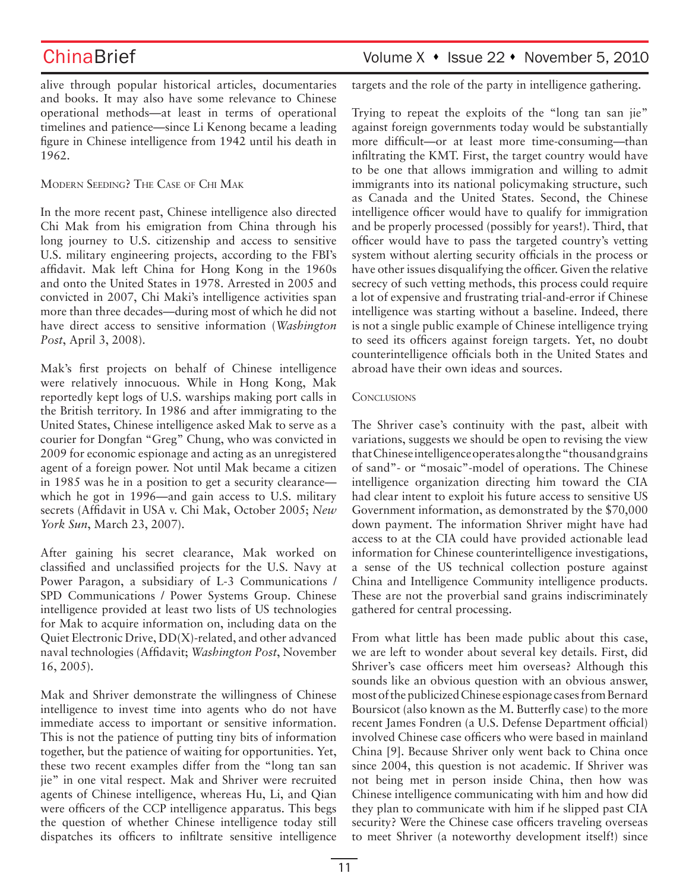alive through popular historical articles, documentaries and books. It may also have some relevance to Chinese operational methods—at least in terms of operational timelines and patience—since Li Kenong became a leading figure in Chinese intelligence from 1942 until his death in 1962.

### Modern Seeding? The Case of Chi Mak

In the more recent past, Chinese intelligence also directed Chi Mak from his emigration from China through his long journey to U.S. citizenship and access to sensitive U.S. military engineering projects, according to the FBI's affidavit. Mak left China for Hong Kong in the 1960s and onto the United States in 1978. Arrested in 2005 and convicted in 2007, Chi Maki's intelligence activities span more than three decades—during most of which he did not have direct access to sensitive information (*Washington Post*, April 3, 2008).

Mak's first projects on behalf of Chinese intelligence were relatively innocuous. While in Hong Kong, Mak reportedly kept logs of U.S. warships making port calls in the British territory. In 1986 and after immigrating to the United States, Chinese intelligence asked Mak to serve as a courier for Dongfan "Greg" Chung, who was convicted in 2009 for economic espionage and acting as an unregistered agent of a foreign power. Not until Mak became a citizen in 1985 was he in a position to get a security clearance—which he got in 1996—and gain access to U.S. military secrets (Affidavit in USA v. Chi Mak, October 2005; *New York Sun*, March 23, 2007).

After gaining his secret clearance, Mak worked on classified and unclassified projects for the U.S. Navy at Power Paragon, a subsidiary of L-3 Communications / SPD Communications / Power Systems Group. Chinese intelligence provided at least two lists of US technologies for Mak to acquire information on, including data on the Quiet Electronic Drive, DD(X)-related, and other advanced naval technologies (Affidavit; *Washington Post*, November 16, 2005).

Mak and Shriver demonstrate the willingness of Chinese intelligence to invest time into agents who do not have immediate access to important or sensitive information. This is not the patience of putting tiny bits of information together, but the patience of waiting for opportunities. Yet, these two recent examples differ from the "long tan san jie" in one vital respect. Mak and Shriver were recruited agents of Chinese intelligence, whereas Hu, Li, and Qian were officers of the CCP intelligence apparatus. This begs the question of whether Chinese intelligence today still dispatches its officers to infiltrate sensitive intelligence targets and the role of the party in intelligence gathering.

Trying to repeat the exploits of the "long tan san jie" against foreign governments today would be substantially more difficult—or at least more time-consuming—than infiltrating the KMT. First, the target country would have to be one that allows immigration and willing to admit immigrants into its national policymaking structure, such as Canada and the United States. Second, the Chinese intelligence officer would have to qualify for immigration and be properly processed (possibly for years!). Third, that officer would have to pass the targeted country's vetting system without alerting security officials in the process or have other issues disqualifying the officer. Given the relative secrecy of such vetting methods, this process could require a lot of expensive and frustrating trial-and-error if Chinese intelligence was starting without a baseline. Indeed, there is not a single public example of Chinese intelligence trying to seed its officers against foreign targets. Yet, no doubt counterintelligence officials both in the United States and abroad have their own ideas and sources.

### Conclusions

The Shriver case's continuity with the past, albeit with variations, suggests we should be open to revising the view that Chinese intelligence operates along the "thousand grains of sand"- or "mosaic"-model of operations. The Chinese intelligence organization directing him toward the CIA had clear intent to exploit his future access to sensitive US Government information, as demonstrated by the $70,000 down payment. The information Shriver might have had access to at the CIA could have provided actionable lead information for Chinese counterintelligence investigations, a sense of the US technical collection posture against China and Intelligence Community intelligence products. These are not the proverbial sand grains indiscriminately gathered for central processing.

From what little has been made public about this case, we are left to wonder about several key details. First, did Shriver's case officers meet him overseas? Although this sounds like an obvious question with an obvious answer, most of the publicized Chinese espionage cases from Bernard Boursicot (also known as the M. Butterfly case) to the more recent James Fondren (a U.S. Defense Department official) involved Chinese case officers who were based in mainland China [9]. Because Shriver only went back to China once since 2004, this question is not academic. If Shriver was not being met in person inside China, then how was Chinese intelligence communicating with him and how did they plan to communicate with him if he slipped past CIA security? Were the Chinese case officers traveling overseas to meet Shriver (a noteworthy development itself!) since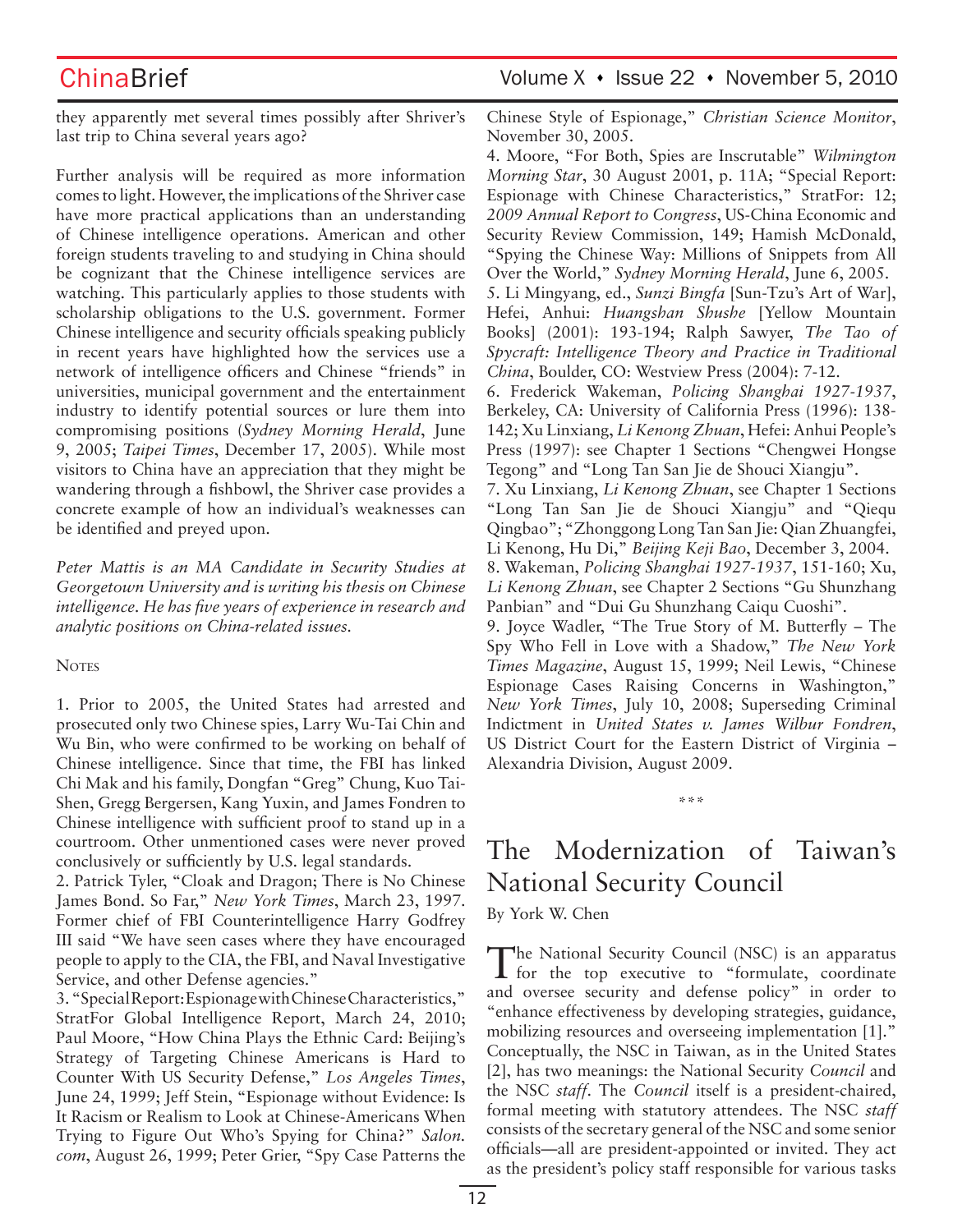they apparently met several times possibly after Shriver's last trip to China several years ago?

Further analysis will be required as more information comes to light. However, the implications of the Shriver case have more practical applications than an understanding of Chinese intelligence operations. American and other foreign students traveling to and studying in China should be cognizant that the Chinese intelligence services are watching. This particularly applies to those students with scholarship obligations to the U.S. government. Former Chinese intelligence and security officials speaking publicly in recent years have highlighted how the services use a network of intelligence officers and Chinese "friends" in universities, municipal government and the entertainment industry to identify potential sources or lure them into compromising positions (*Sydney Morning Herald*, June 9, 2005; *Taipei Times*, December 17, 2005). While most visitors to China have an appreciation that they might be wandering through a fishbowl, the Shriver case provides a concrete example of how an individual's weaknesses can be identified and preyed upon.

*Peter Mattis is an MA Candidate in Security Studies at Georgetown University and is writing his thesis on Chinese intelligence. He has five years of experience in research and analytic positions on China-related issues.*

Notes

1. Prior to 2005, the United States had arrested and prosecuted only two Chinese spies, Larry Wu-Tai Chin and Wu Bin, who were confirmed to be working on behalf of Chinese intelligence. Since that time, the FBI has linked Chi Mak and his family, Dongfan "Greg" Chung, Kuo Tai-Shen, Gregg Bergersen, Kang Yuxin, and James Fondren to Chinese intelligence with sufficient proof to stand up in a courtroom. Other unmentioned cases were never proved conclusively or sufficiently by U.S. legal standards.
2. Patrick Tyler, "Cloak and Dragon; There is No Chinese James Bond. So Far," *New York Times*, March 23, 1997. Former chief of FBI Counterintelligence Harry Godfrey III said "We have seen cases where they have encouraged people to apply to the CIA, the FBI, and Naval Investigative Service, and other Defense agencies."
3. "Special Report: Espionage with Chinese Characteristics," StratFor Global Intelligence Report, March 24, 2010; Paul Moore, "How China Plays the Ethnic Card: Beijing's Strategy of Targeting Chinese Americans is Hard to Counter With US Security Defense," *Los Angeles Times*, June 24, 1999; Jeff Stein, "Espionage without Evidence: Is It Racism or Realism to Look at Chinese-Americans When Trying to Figure Out Who's Spying for China?" *Salon.com*, August 26, 1999; Peter Grier, "Spy Case Patterns the Chinese Style of Espionage," *Christian Science Monitor*, November 30, 2005.
4. Moore, "For Both, Spies are Inscrutable" *Wilmington Morning Star*, 30 August 2001, p. 11A; "Special Report: Espionage with Chinese Characteristics," StratFor: 12; *2009 Annual Report to Congress*, US-China Economic and Security Review Commission, 149; Hamish McDonald, "Spying the Chinese Way: Millions of Snippets from All Over the World," *Sydney Morning Herald*, June 6, 2005.
5. Li Mingyang, ed., *Sunzi Bingfa* [Sun-Tzu's Art of War], Hefei, Anhui: *Huangshan Shushe* [Yellow Mountain Books] (2001): 193-194; Ralph Sawyer, *The Tao of Spycraft: Intelligence Theory and Practice in Traditional China*, Boulder, CO: Westview Press (2004): 7-12.
6. Frederick Wakeman, *Policing Shanghai 1927-1937*, Berkeley, CA: University of California Press (1996): 138-142; Xu Linxiang, *Li Kenong Zhuan*, Hefei: Anhui People's Press (1997): see Chapter 1 Sections "Chengwei Hongse Tegong" and "Long Tan San Jie de Shouci Xiangju".
7. Xu Linxiang, *Li Kenong Zhuan*, see Chapter 1 Sections "Long Tan San Jie de Shouci Xiangju" and "Qiequ Qingbao"; "Zhonggong Long Tan San Jie: Qian Zhuangfei, Li Kenong, Hu Di," *Beijing Keji Bao*, December 3, 2004.
8. Wakeman, *Policing Shanghai 1927-1937*, 151-160; Xu, *Li Kenong Zhuan*, see Chapter 2 Sections "Gu Shunzhang Panbian" and "Dui Gu Shunzhang Caiqu Cuoshi".
9. Joyce Wadler, "The True Story of M. Butterfly – The Spy Who Fell in Love with a Shadow," *The New York Times Magazine*, August 15, 1999; Neil Lewis, "Chinese Espionage Cases Raising Concerns in Washington," *New York Times*, July 10, 2008; Superseding Criminal Indictment in *United States v. James Wilbur Fondren*, US District Court for the Eastern District of Virginia – Alexandria Division, August 2009.

\*\*\*

# The Modernization of Taiwan's National Security Council

By York W. Chen

The National Security Council (NSC) is an apparatus for the top executive to "formulate, coordinate and oversee security and defense policy" in order to "enhance effectiveness by developing strategies, guidance, mobilizing resources and overseeing implementation [1]." Conceptually, the NSC in Taiwan, as in the United States [2], has two meanings: the National Security *Council* and the NSC *staff*. The *Council* itself is a president-chaired, formal meeting with statutory attendees. The NSC *staff* consists of the secretary general of the NSC and some senior officials—all are president-appointed or invited. They act as the president's policy staff responsible for various tasks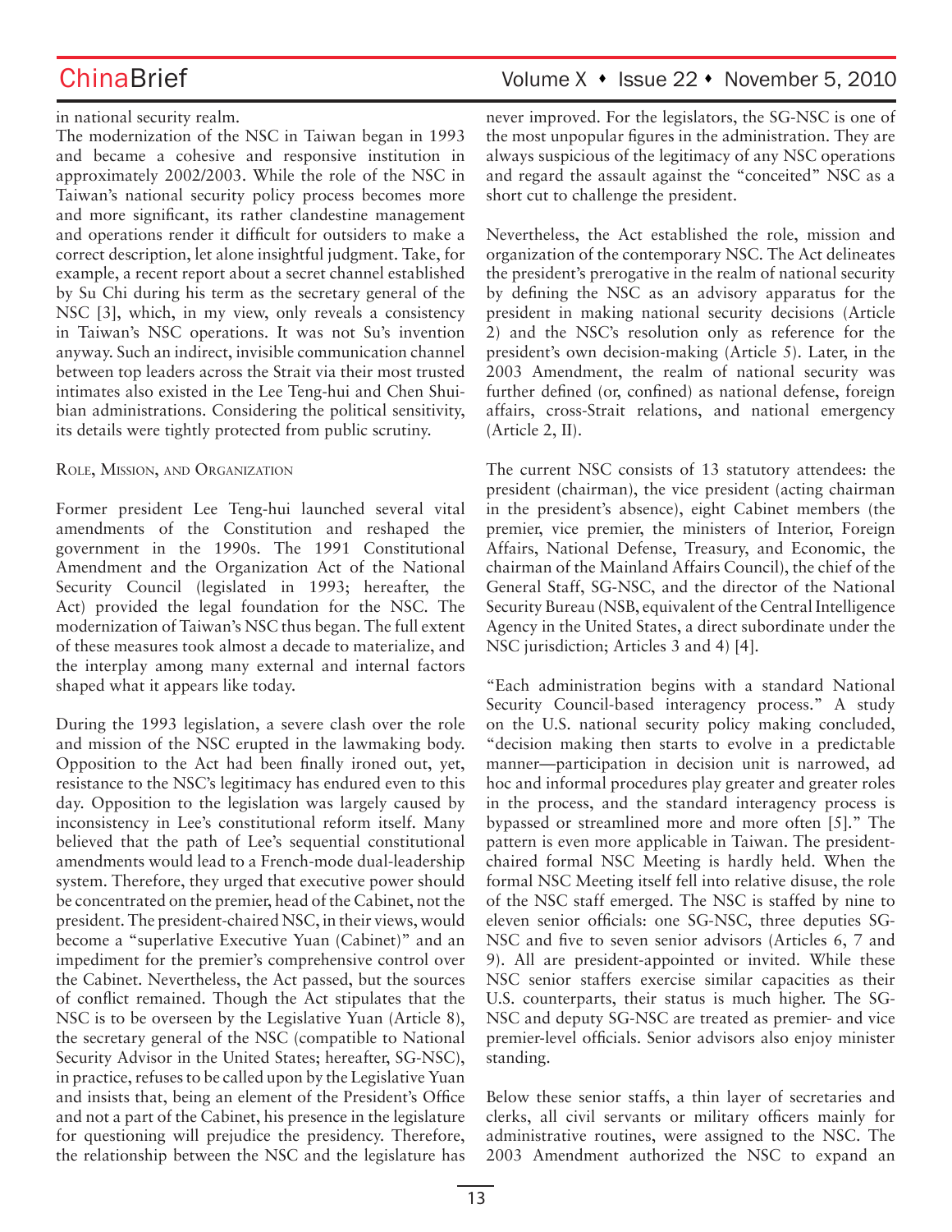in national security realm.

The modernization of the NSC in Taiwan began in 1993 and became a cohesive and responsive institution in approximately 2002/2003. While the role of the NSC in Taiwan's national security policy process becomes more and more significant, its rather clandestine management and operations render it difficult for outsiders to make a correct description, let alone insightful judgment. Take, for example, a recent report about a secret channel established by Su Chi during his term as the secretary general of the NSC [3], which, in my view, only reveals a consistency in Taiwan's NSC operations. It was not Su's invention anyway. Such an indirect, invisible communication channel between top leaders across the Strait via their most trusted intimates also existed in the Lee Teng-hui and Chen Shui-bian administrations. Considering the political sensitivity, its details were tightly protected from public scrutiny.

## Role, Mission, and Organization

Former president Lee Teng-hui launched several vital amendments of the Constitution and reshaped the government in the 1990s. The 1991 Constitutional Amendment and the Organization Act of the National Security Council (legislated in 1993; hereafter, the Act) provided the legal foundation for the NSC. The modernization of Taiwan's NSC thus began. The full extent of these measures took almost a decade to materialize, and the interplay among many external and internal factors shaped what it appears like today.

During the 1993 legislation, a severe clash over the role and mission of the NSC erupted in the lawmaking body. Opposition to the Act had been finally ironed out, yet, resistance to the NSC's legitimacy has endured even to this day. Opposition to the legislation was largely caused by inconsistency in Lee's constitutional reform itself. Many believed that the path of Lee's sequential constitutional amendments would lead to a French-mode dual-leadership system. Therefore, they urged that executive power should be concentrated on the premier, head of the Cabinet, not the president. The president-chaired NSC, in their views, would become a "superlative Executive Yuan (Cabinet)" and an impediment for the premier's comprehensive control over the Cabinet. Nevertheless, the Act passed, but the sources of conflict remained. Though the Act stipulates that the NSC is to be overseen by the Legislative Yuan (Article 8), the secretary general of the NSC (compatible to National Security Advisor in the United States; hereafter, SG-NSC), in practice, refuses to be called upon by the Legislative Yuan and insists that, being an element of the President's Office and not a part of the Cabinet, his presence in the legislature for questioning will prejudice the presidency. Therefore, the relationship between the NSC and the legislature has never improved. For the legislators, the SG-NSC is one of the most unpopular figures in the administration. They are always suspicious of the legitimacy of any NSC operations and regard the assault against the "conceited" NSC as a short cut to challenge the president.

Nevertheless, the Act established the role, mission and organization of the contemporary NSC. The Act delineates the president's prerogative in the realm of national security by defining the NSC as an advisory apparatus for the president in making national security decisions (Article 2) and the NSC's resolution only as reference for the president's own decision-making (Article 5). Later, in the 2003 Amendment, the realm of national security was further defined (or, confined) as national defense, foreign affairs, cross-Strait relations, and national emergency (Article 2, II).

The current NSC consists of 13 statutory attendees: the president (chairman), the vice president (acting chairman in the president's absence), eight Cabinet members (the premier, vice premier, the ministers of Interior, Foreign Affairs, National Defense, Treasury, and Economic, the chairman of the Mainland Affairs Council), the chief of the General Staff, SG-NSC, and the director of the National Security Bureau (NSB, equivalent of the Central Intelligence Agency in the United States, a direct subordinate under the NSC jurisdiction; Articles 3 and 4) [4].

"Each administration begins with a standard National Security Council-based interagency process." A study on the U.S. national security policy making concluded, "decision making then starts to evolve in a predictable manner—participation in decision unit is narrowed, ad hoc and informal procedures play greater and greater roles in the process, and the standard interagency process is bypassed or streamlined more and more often [5]." The pattern is even more applicable in Taiwan. The president-chaired formal NSC Meeting is hardly held. When the formal NSC Meeting itself fell into relative disuse, the role of the NSC staff emerged. The NSC is staffed by nine to eleven senior officials: one SG-NSC, three deputies SG-NSC and five to seven senior advisors (Articles 6, 7 and 9). All are president-appointed or invited. While these NSC senior staffers exercise similar capacities as their U.S. counterparts, their status is much higher. The SG-NSC and deputy SG-NSC are treated as premier- and vice premier-level officials. Senior advisors also enjoy minister standing.

Below these senior staffs, a thin layer of secretaries and clerks, all civil servants or military officers mainly for administrative routines, were assigned to the NSC. The 2003 Amendment authorized the NSC to expand an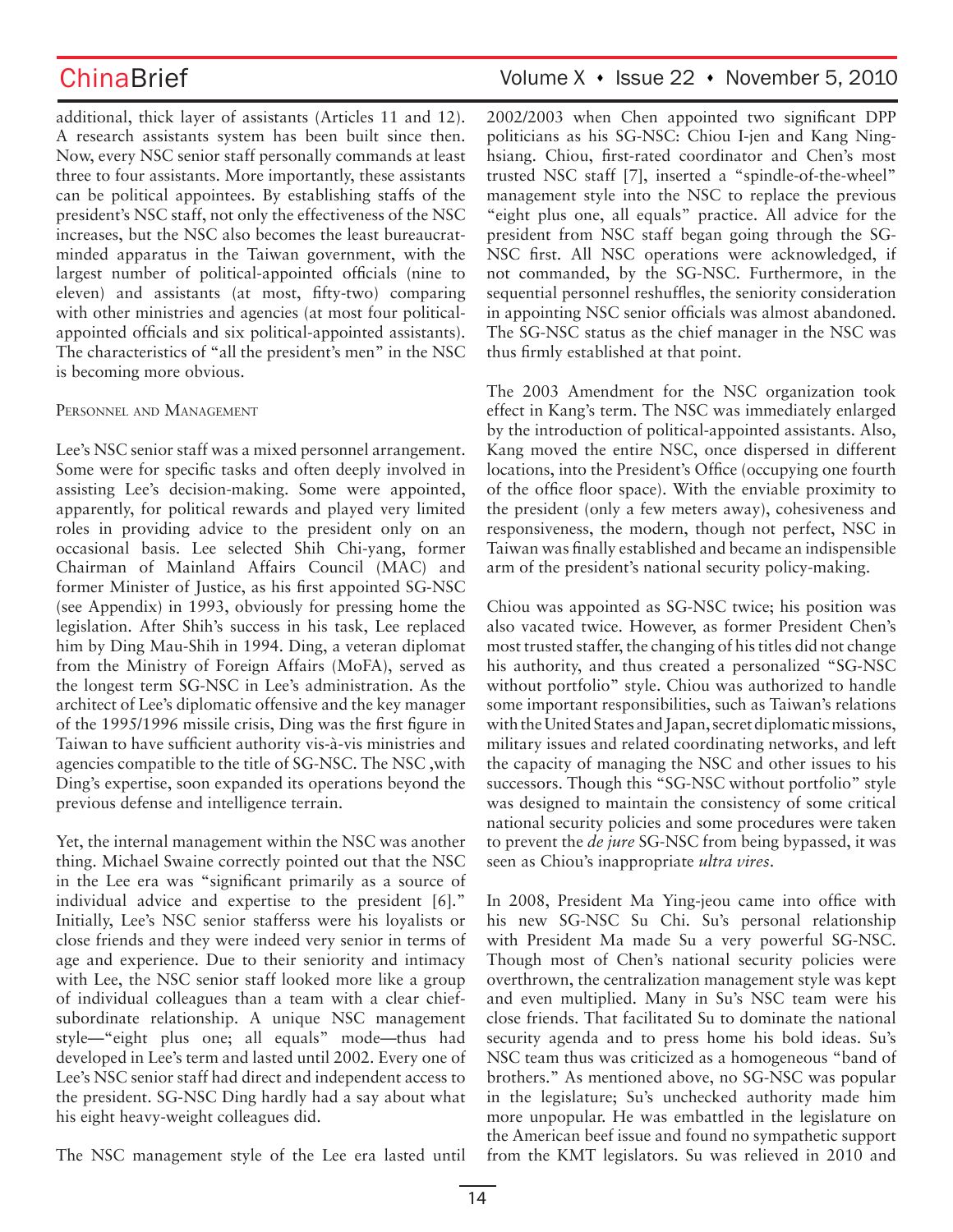additional, thick layer of assistants (Articles 11 and 12). A research assistants system has been built since then. Now, every NSC senior staff personally commands at least three to four assistants. More importantly, these assistants can be political appointees. By establishing staffs of the president's NSC staff, not only the effectiveness of the NSC increases, but the NSC also becomes the least bureaucrat-minded apparatus in the Taiwan government, with the largest number of political-appointed officials (nine to eleven) and assistants (at most, fifty-two) comparing with other ministries and agencies (at most four political-appointed officials and six political-appointed assistants). The characteristics of "all the president's men" in the NSC is becoming more obvious.

### Personnel and Management

Lee's NSC senior staff was a mixed personnel arrangement. Some were for specific tasks and often deeply involved in assisting Lee's decision-making. Some were appointed, apparently, for political rewards and played very limited roles in providing advice to the president only on an occasional basis. Lee selected Shih Chi-yang, former Chairman of Mainland Affairs Council (MAC) and former Minister of Justice, as his first appointed SG-NSC (see Appendix) in 1993, obviously for pressing home the legislation. After Shih's success in his task, Lee replaced him by Ding Mau-Shih in 1994. Ding, a veteran diplomat from the Ministry of Foreign Affairs (MoFA), served as the longest term SG-NSC in Lee's administration. As the architect of Lee's diplomatic offensive and the key manager of the 1995/1996 missile crisis, Ding was the first figure in Taiwan to have sufficient authority vis-à-vis ministries and agencies compatible to the title of SG-NSC. The NSC ,with Ding's expertise, soon expanded its operations beyond the previous defense and intelligence terrain.

Yet, the internal management within the NSC was another thing. Michael Swaine correctly pointed out that the NSC in the Lee era was "significant primarily as a source of individual advice and expertise to the president [6]." Initially, Lee's NSC senior stafferss were his loyalists or close friends and they were indeed very senior in terms of age and experience. Due to their seniority and intimacy with Lee, the NSC senior staff looked more like a group of individual colleagues than a team with a clear chief-subordinate relationship. A unique NSC management style—"eight plus one; all equals" mode—thus had developed in Lee's term and lasted until 2002. Every one of Lee's NSC senior staff had direct and independent access to the president. SG-NSC Ding hardly had a say about what his eight heavy-weight colleagues did.

The NSC management style of the Lee era lasted until 2002/2003 when Chen appointed two significant DPP politicians as his SG-NSC: Chiou I-jen and Kang Ning-hsiang. Chiou, first-rated coordinator and Chen's most trusted NSC staff [7], inserted a "spindle-of-the-wheel" management style into the NSC to replace the previous "eight plus one, all equals" practice. All advice for the president from NSC staff began going through the SG-NSC first. All NSC operations were acknowledged, if not commanded, by the SG-NSC. Furthermore, in the sequential personnel reshuffles, the seniority consideration in appointing NSC senior officials was almost abandoned. The SG-NSC status as the chief manager in the NSC was thus firmly established at that point.

The 2003 Amendment for the NSC organization took effect in Kang's term. The NSC was immediately enlarged by the introduction of political-appointed assistants. Also, Kang moved the entire NSC, once dispersed in different locations, into the President's Office (occupying one fourth of the office floor space). With the enviable proximity to the president (only a few meters away), cohesiveness and responsiveness, the modern, though not perfect, NSC in Taiwan was finally established and became an indispensible arm of the president's national security policy-making.

Chiou was appointed as SG-NSC twice; his position was also vacated twice. However, as former President Chen's most trusted staffer, the changing of his titles did not change his authority, and thus created a personalized "SG-NSC without portfolio" style. Chiou was authorized to handle some important responsibilities, such as Taiwan's relations with the United States and Japan, secret diplomatic missions, military issues and related coordinating networks, and left the capacity of managing the NSC and other issues to his successors. Though this "SG-NSC without portfolio" style was designed to maintain the consistency of some critical national security policies and some procedures were taken to prevent the *de jure* SG-NSC from being bypassed, it was seen as Chiou's inappropriate *ultra vires*.

In 2008, President Ma Ying-jeou came into office with his new SG-NSC Su Chi. Su's personal relationship with President Ma made Su a very powerful SG-NSC. Though most of Chen's national security policies were overthrown, the centralization management style was kept and even multiplied. Many in Su's NSC team were his close friends. That facilitated Su to dominate the national security agenda and to press home his bold ideas. Su's NSC team thus was criticized as a homogeneous "band of brothers." As mentioned above, no SG-NSC was popular in the legislature; Su's unchecked authority made him more unpopular. He was embattled in the legislature on the American beef issue and found no sympathetic support from the KMT legislators. Su was relieved in 2010 and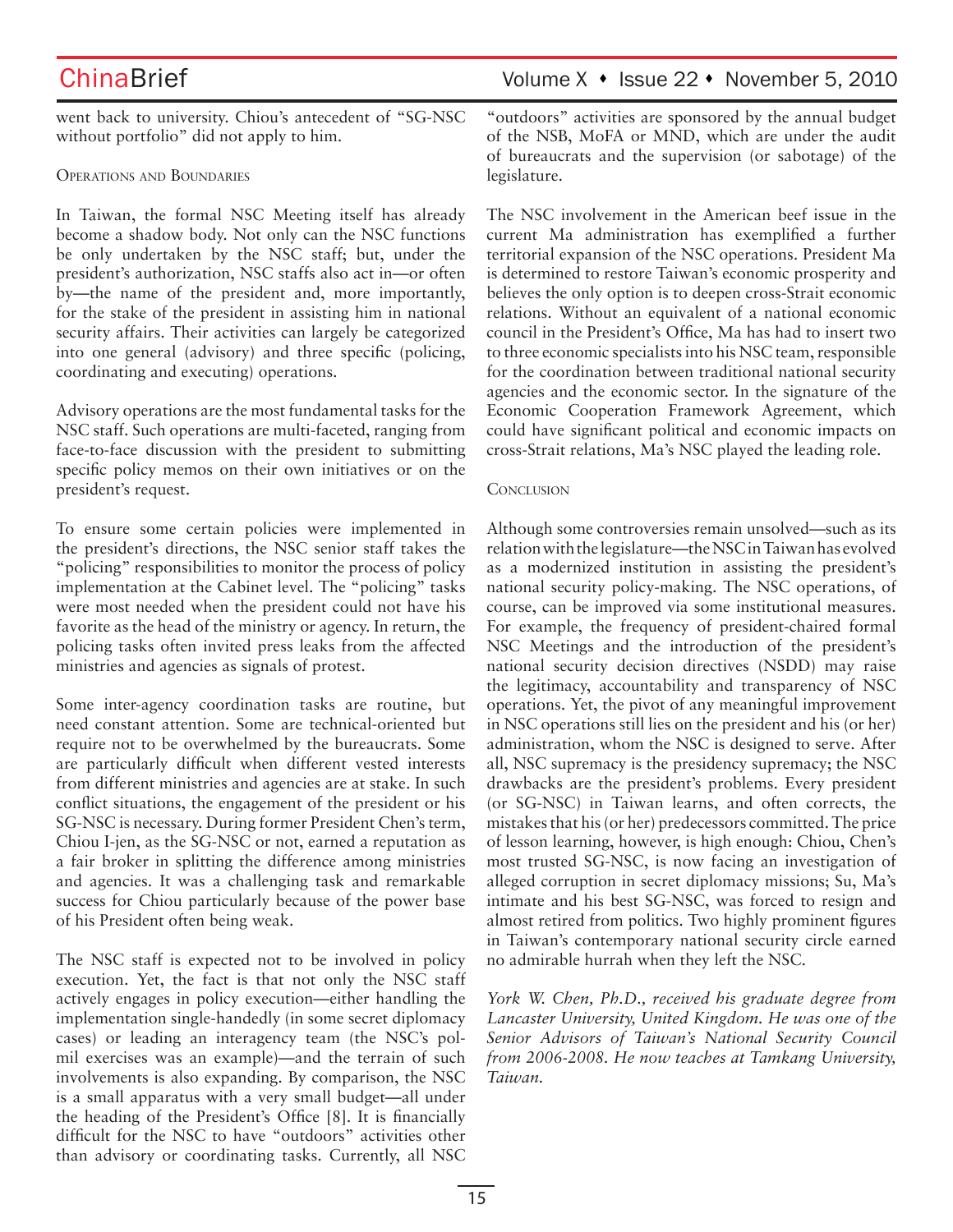went back to university. Chiou's antecedent of "SG-NSC without portfolio" did not apply to him.

### Operations and Boundaries

In Taiwan, the formal NSC Meeting itself has already become a shadow body. Not only can the NSC functions be only undertaken by the NSC staff; but, under the president's authorization, NSC staffs also act in—or often by—the name of the president and, more importantly, for the stake of the president in assisting him in national security affairs. Their activities can largely be categorized into one general (advisory) and three specific (policing, coordinating and executing) operations.

Advisory operations are the most fundamental tasks for the NSC staff. Such operations are multi-faceted, ranging from face-to-face discussion with the president to submitting specific policy memos on their own initiatives or on the president's request.

To ensure some certain policies were implemented in the president's directions, the NSC senior staff takes the "policing" responsibilities to monitor the process of policy implementation at the Cabinet level. The "policing" tasks were most needed when the president could not have his favorite as the head of the ministry or agency. In return, the policing tasks often invited press leaks from the affected ministries and agencies as signals of protest.

Some inter-agency coordination tasks are routine, but need constant attention. Some are technical-oriented but require not to be overwhelmed by the bureaucrats. Some are particularly difficult when different vested interests from different ministries and agencies are at stake. In such conflict situations, the engagement of the president or his SG-NSC is necessary. During former President Chen's term, Chiou I-jen, as the SG-NSC or not, earned a reputation as a fair broker in splitting the difference among ministries and agencies. It was a challenging task and remarkable success for Chiou particularly because of the power base of his President often being weak.

The NSC staff is expected not to be involved in policy execution. Yet, the fact is that not only the NSC staff actively engages in policy execution—either handling the implementation single-handedly (in some secret diplomacy cases) or leading an interagency team (the NSC's pol-mil exercises was an example)—and the terrain of such involvements is also expanding. By comparison, the NSC is a small apparatus with a very small budget—all under the heading of the President's Office [8]. It is financially difficult for the NSC to have "outdoors" activities other than advisory or coordinating tasks. Currently, all NSC "outdoors" activities are sponsored by the annual budget of the NSB, MoFA or MND, which are under the audit of bureaucrats and the supervision (or sabotage) of the legislature.

The NSC involvement in the American beef issue in the current Ma administration has exemplified a further territorial expansion of the NSC operations. President Ma is determined to restore Taiwan's economic prosperity and believes the only option is to deepen cross-Strait economic relations. Without an equivalent of a national economic council in the President's Office, Ma has had to insert two to three economic specialists into his NSC team, responsible for the coordination between traditional national security agencies and the economic sector. In the signature of the Economic Cooperation Framework Agreement, which could have significant political and economic impacts on cross-Strait relations, Ma's NSC played the leading role.

### Conclusion

Although some controversies remain unsolved—such as its relation with the legislature—the NSC in Taiwan has evolved as a modernized institution in assisting the president's national security policy-making. The NSC operations, of course, can be improved via some institutional measures. For example, the frequency of president-chaired formal NSC Meetings and the introduction of the president's national security decision directives (NSDD) may raise the legitimacy, accountability and transparency of NSC operations. Yet, the pivot of any meaningful improvement in NSC operations still lies on the president and his (or her) administration, whom the NSC is designed to serve. After all, NSC supremacy is the presidency supremacy; the NSC drawbacks are the president's problems. Every president (or SG-NSC) in Taiwan learns, and often corrects, the mistakes that his (or her) predecessors committed. The price of lesson learning, however, is high enough: Chiou, Chen's most trusted SG-NSC, is now facing an investigation of alleged corruption in secret diplomacy missions; Su, Ma's intimate and his best SG-NSC, was forced to resign and almost retired from politics. Two highly prominent figures in Taiwan's contemporary national security circle earned no admirable hurrah when they left the NSC.

*York W. Chen, Ph.D., received his graduate degree from Lancaster University, United Kingdom. He was one of the Senior Advisors of Taiwan's National Security Council from 2006-2008. He now teaches at Tamkang University, Taiwan.*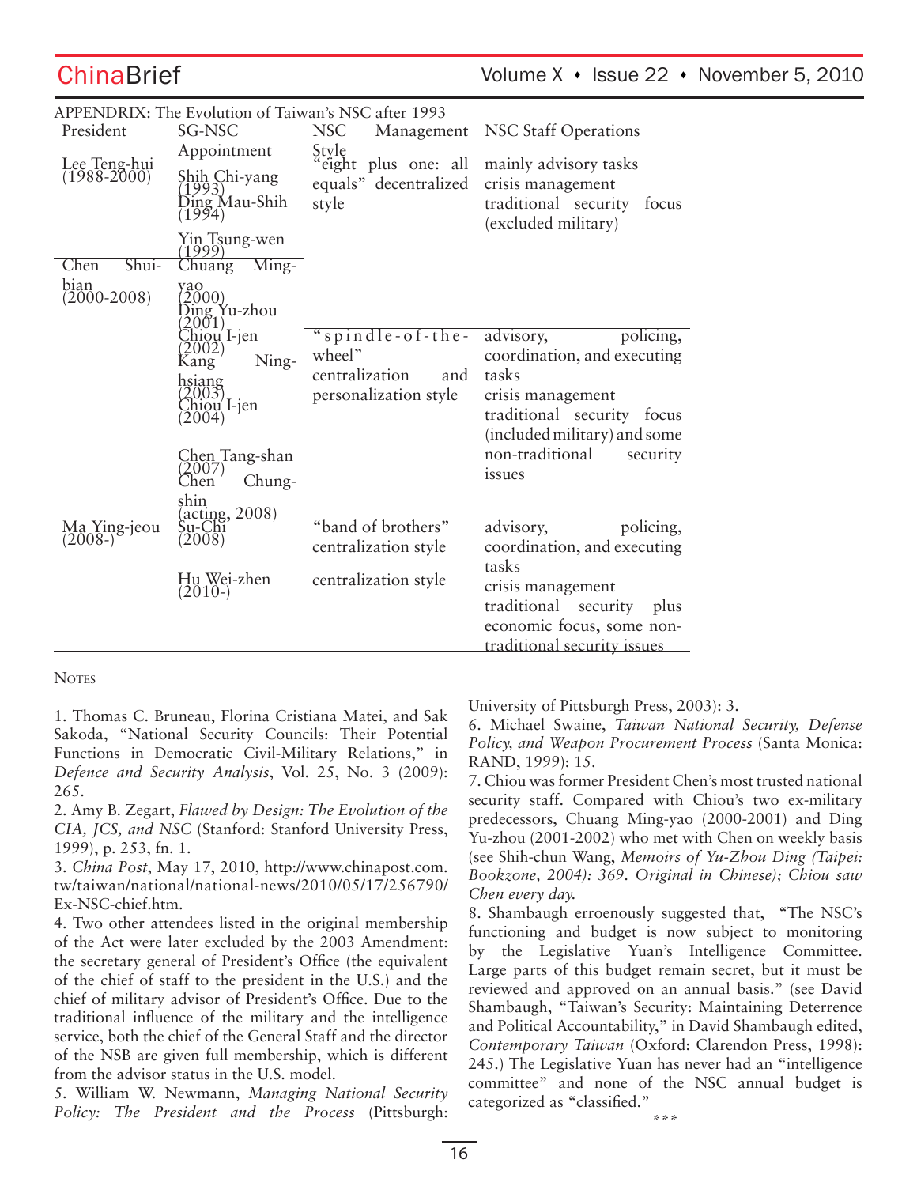APPENDRIX: The Evolution of Taiwan's NSC after 1993

| President | SG-NSC Appointment | NSC Management Style | NSC Staff Operations |
|---|---|---|---|
| Lee Teng-hui (1988-2000) | Shih Chi-yang (1993)<br>Ding Mau-Shih (1994)<br>Yin Tsung-wen (1999) | "eight plus one: all equals" decentralized style | mainly advisory tasks<br>crisis management<br>traditional security focus (excluded military) |
| Chen Shui-bian (2000-2008) | Chuang Ming-yao (2000)<br>Ding Yu-zhou (2001)<br>Chiou I-jen (2002)<br>Kang Ning-hsiang (2003)<br>Chiou I-jen (2004)<br>Chen Tang-shan (2007)<br>Chen Chung-shin (acting, 2008) | "spindle-of-the-wheel" centralization and personalization style | advisory, policing, coordination, and executing tasks<br>crisis management<br>traditional security focus (included military) and some non-traditional security issues |
| Ma Ying-jeou (2008-) | Su-Chi (2008) | "band of brothers" centralization style | advisory, policing, coordination, and executing tasks<br>crisis management<br>traditional security plus economic focus, some non-traditional security issues |
| | Hu Wei-zhen (2010-) | centralization style | |

NOTES

1. Thomas C. Bruneau, Florina Cristiana Matei, and Sak Sakoda, "National Security Councils: Their Potential Functions in Democratic Civil-Military Relations," in *Defence and Security Analysis*, Vol. 25, No. 3 (2009): 265.
2. Amy B. Zegart, *Flawed by Design: The Evolution of the CIA, JCS, and NSC* (Stanford: Stanford University Press, 1999), p. 253, fn. 1.
3. *China Post*, May 17, 2010, http://www.chinapost.com.tw/taiwan/national/national-news/2010/05/17/256790/Ex-NSC-chief.htm.
4. Two other attendees listed in the original membership of the Act were later excluded by the 2003 Amendment: the secretary general of President's Office (the equivalent of the chief of staff to the president in the U.S.) and the chief of military advisor of President's Office. Due to the traditional influence of the military and the intelligence service, both the chief of the General Staff and the director of the NSB are given full membership, which is different from the advisor status in the U.S. model.
5. William W. Newmann, *Managing National Security Policy: The President and the Process* (Pittsburgh: University of Pittsburgh Press, 2003): 3.
6. Michael Swaine, *Taiwan National Security, Defense Policy, and Weapon Procurement Process* (Santa Monica: RAND, 1999): 15.
7. Chiou was former President Chen's most trusted national security staff. Compared with Chiou's two ex-military predecessors, Chuang Ming-yao (2000-2001) and Ding Yu-zhou (2001-2002) who met with Chen on weekly basis (see Shih-chun Wang, *Memoirs of Yu-Zhou Ding (Taipei: Bookzone, 2004): 369. Original in Chinese); Chiou saw Chen every day.*
8. Shambaugh erroneously suggested that, "The NSC's functioning and budget is now subject to monitoring by the Legislative Yuan's Intelligence Committee. Large parts of this budget remain secret, but it must be reviewed and approved on an annual basis." (see David Shambaugh, "Taiwan's Security: Maintaining Deterrence and Political Accountability," in David Shambaugh edited, *Contemporary Taiwan* (Oxford: Clarendon Press, 1998): 245.) The Legislative Yuan has never had an "intelligence committee" and none of the NSC annual budget is categorized as "classified."

\*\*\*